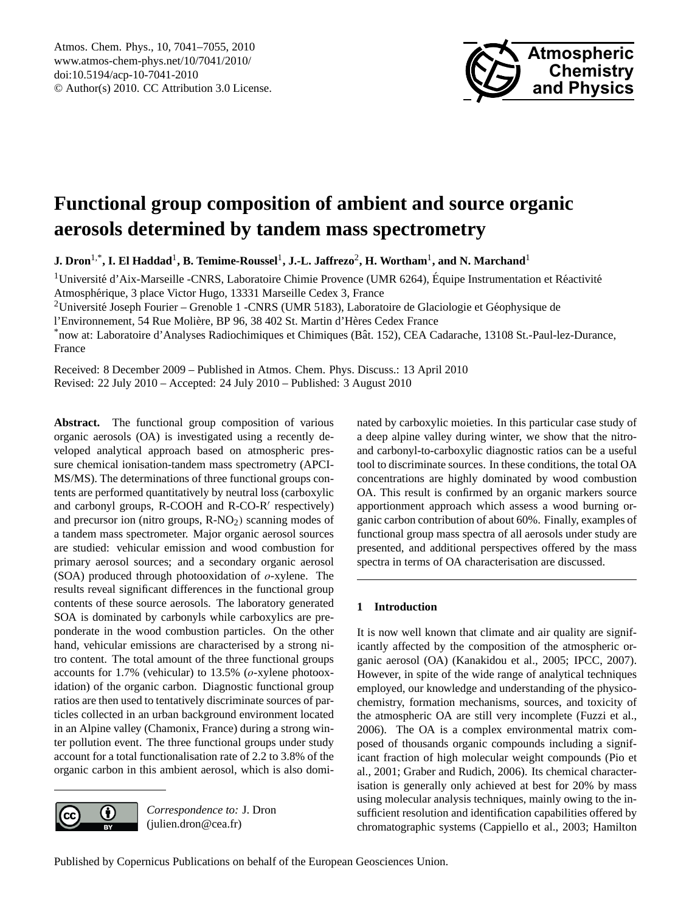# Functional group composition of ambient and source organic aerosols determined by tandem mass spectrometry

**J. Dron[1,*], I. El Haddad[1], B. Temime-Roussel[1], J.-L. Jaffrezo[2], H. Wortham[1], and N. Marchand[1]**

[1]Université d'Aix-Marseille -CNRS, Laboratoire Chimie Provence (UMR 6264), Équipe Instrumentation et Réactivité Atmosphérique, 3 place Victor Hugo, 13331 Marseille Cedex 3, France

[2]Université Joseph Fourier – Grenoble 1 -CNRS (UMR 5183), Laboratoire de Glaciologie et Géophysique de l'Environnement, 54 Rue Molière, BP 96, 38 402 St. Martin d'Hères Cedex France

[*]now at: Laboratoire d'Analyses Radiochimiques et Chimiques (Bât. 152), CEA Cadarache, 13108 St.-Paul-lez-Durance, France

Received: 8 December 2009 – Published in Atmos. Chem. Phys. Discuss.: 13 April 2010
Revised: 22 July 2010 – Accepted: 24 July 2010 – Published: 3 August 2010

**Abstract.** The functional group composition of various organic aerosols (OA) is investigated using a recently developed analytical approach based on atmospheric pressure chemical ionisation-tandem mass spectrometry (APCI-MS/MS). The determinations of three functional groups contents are performed quantitatively by neutral loss (carboxylic and carbonyl groups, R-COOH and R-CO-R′ respectively) and precursor ion (nitro groups, R-$NO_2$) scanning modes of a tandem mass spectrometer. Major organic aerosol sources are studied: vehicular emission and wood combustion for primary aerosol sources; and a secondary organic aerosol (SOA) produced through photooxidation of *o*-xylene. The results reveal significant differences in the functional group contents of these source aerosols. The laboratory generated SOA is dominated by carbonyls while carboxylics are preponderate in the wood combustion particles. On the other hand, vehicular emissions are characterised by a strong nitro content. The total amount of the three functional groups accounts for 1.7% (vehicular) to 13.5% (*o*-xylene photooxidation) of the organic carbon. Diagnostic functional group ratios are then used to tentatively discriminate sources of particles collected in an urban background environment located in an Alpine valley (Chamonix, France) during a strong winter pollution event. The three functional groups under study account for a total functionalisation rate of 2.2 to 3.8% of the organic carbon in this ambient aerosol, which is also dominated by carboxylic moieties. In this particular case study of a deep alpine valley during winter, we show that the nitro- and carbonyl-to-carboxylic diagnostic ratios can be a useful tool to discriminate sources. In these conditions, the total OA concentrations are highly dominated by wood combustion OA. This result is confirmed by an organic markers source apportionment approach which assess a wood burning organic carbon contribution of about 60%. Finally, examples of functional group mass spectra of all aerosols under study are presented, and additional perspectives offered by the mass spectra in terms of OA characterisation are discussed.

## 1 Introduction

It is now well known that climate and air quality are significantly affected by the composition of the atmospheric organic aerosol (OA) (Kanakidou et al., 2005; IPCC, 2007). However, in spite of the wide range of analytical techniques employed, our knowledge and understanding of the physicochemistry, formation mechanisms, sources, and toxicity of the atmospheric OA are still very incomplete (Fuzzi et al., 2006). The OA is a complex environmental matrix composed of thousands organic compounds including a significant fraction of high molecular weight compounds (Pio et al., 2001; Graber and Rudich, 2006). Its chemical characterisation is generally only achieved at best for 20% by mass using molecular analysis techniques, mainly owing to the insufficient resolution and identification capabilities offered by chromatographic systems (Cappiello et al., 2003; Hamilton

*Correspondence to:* J. Dron (julien.dron@cea.fr)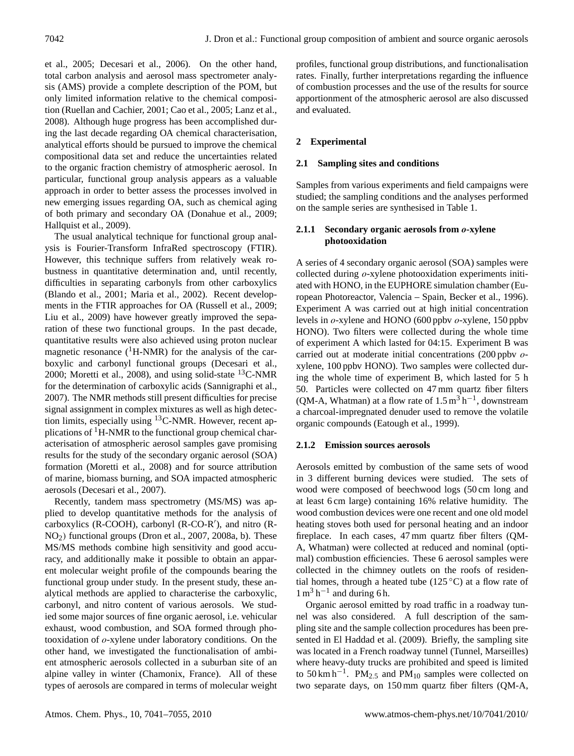et al., 2005; Decesari et al., 2006). On the other hand, total carbon analysis and aerosol mass spectrometer analysis (AMS) provide a complete description of the POM, but only limited information relative to the chemical composition (Ruellan and Cachier, 2001; Cao et al., 2005; Lanz et al., 2008). Although huge progress has been accomplished during the last decade regarding OA chemical characterisation, analytical efforts should be pursued to improve the chemical compositional data set and reduce the uncertainties related to the organic fraction chemistry of atmospheric aerosol. In particular, functional group analysis appears as a valuable approach in order to better assess the processes involved in new emerging issues regarding OA, such as chemical aging of both primary and secondary OA (Donahue et al., 2009; Hallquist et al., 2009).

The usual analytical technique for functional group analysis is Fourier-Transform InfraRed spectroscopy (FTIR). However, this technique suffers from relatively weak robustness in quantitative determination and, until recently, difficulties in separating carbonyls from other carboxylics (Blando et al., 2001; Maria et al., 2002). Recent developments in the FTIR approaches for OA (Russell et al., 2009; Liu et al., 2009) have however greatly improved the separation of these two functional groups. In the past decade, quantitative results were also achieved using proton nuclear magnetic resonance ($^1$H-NMR) for the analysis of the carboxylic and carbonyl functional groups (Decesari et al., 2000; Moretti et al., 2008), and using solid-state $^{13}$C-NMR for the determination of carboxylic acids (Sannigraphi et al., 2007). The NMR methods still present difficulties for precise signal assignment in complex mixtures as well as high detection limits, especially using $^{13}$C-NMR. However, recent applications of $^1$H-NMR to the functional group chemical characterisation of atmospheric aerosol samples gave promising results for the study of the secondary organic aerosol (SOA) formation (Moretti et al., 2008) and for source attribution of marine, biomass burning, and SOA impacted atmospheric aerosols (Decesari et al., 2007).

Recently, tandem mass spectrometry (MS/MS) was applied to develop quantitative methods for the analysis of carboxylics (R-COOH), carbonyl (R-CO-R′), and nitro (R-$NO_2$) functional groups (Dron et al., 2007, 2008a, b). These MS/MS methods combine high sensitivity and good accuracy, and additionally make it possible to obtain an apparent molecular weight profile of the compounds bearing the functional group under study. In the present study, these analytical methods are applied to characterise the carboxylic, carbonyl, and nitro content of various aerosols. We studied some major sources of fine organic aerosol, i.e. vehicular exhaust, wood combustion, and SOA formed through photooxidation of *o*-xylene under laboratory conditions. On the other hand, we investigated the functionalisation of ambient atmospheric aerosols collected in a suburban site of an alpine valley in winter (Chamonix, France). All of these types of aerosols are compared in terms of molecular weight profiles, functional group distributions, and functionalisation rates. Finally, further interpretations regarding the influence of combustion processes and the use of the results for source apportionment of the atmospheric aerosol are also discussed and evaluated.

## 2 Experimental

### 2.1 Sampling sites and conditions

Samples from various experiments and field campaigns were studied; the sampling conditions and the analyses performed on the sample series are synthesised in Table 1.

#### 2.1.1 Secondary organic aerosols from *o*-xylene photooxidation

A series of 4 secondary organic aerosol (SOA) samples were collected during *o*-xylene photooxidation experiments initiated with HONO, in the EUPHORE simulation chamber (European Photoreactor, Valencia – Spain, Becker et al., 1996). Experiment A was carried out at high initial concentration levels in *o*-xylene and HONO (600 ppbv *o*-xylene, 150 ppbv HONO). Two filters were collected during the whole time of experiment A which lasted for 04:15. Experiment B was carried out at moderate initial concentrations (200 ppbv *o*-xylene, 100 ppbv HONO). Two samples were collected during the whole time of experiment B, which lasted for 5 h 50. Particles were collected on 47 mm quartz fiber filters (QM-A, Whatman) at a flow rate of $1.5\,\mathrm{m^3\,h^{-1}}$, downstream a charcoal-impregnated denuder used to remove the volatile organic compounds (Eatough et al., 1999).

#### 2.1.2 Emission sources aerosols

Aerosols emitted by combustion of the same sets of wood in 3 different burning devices were studied. The sets of wood were composed of beechwood logs (50 cm long and at least 6 cm large) containing 16% relative humidity. The wood combustion devices were one recent and one old model heating stoves both used for personal heating and an indoor fireplace. In each cases, 47 mm quartz fiber filters (QM-A, Whatman) were collected at reduced and nominal (optimal) combustion efficiencies. These 6 aerosol samples were collected in the chimney outlets on the roofs of residential homes, through a heated tube (125 °C) at a flow rate of $1\,\mathrm{m^3\,h^{-1}}$ and during 6 h.

Organic aerosol emitted by road traffic in a roadway tunnel was also considered. A full description of the sampling site and the sample collection procedures has been presented in El Haddad et al. (2009). Briefly, the sampling site was located in a French roadway tunnel (Tunnel, Marseilles) where heavy-duty trucks are prohibited and speed is limited to $50\,\mathrm{km\,h^{-1}}$. $PM_{2.5}$ and $PM_{10}$ samples were collected on two separate days, on 150 mm quartz fiber filters (QM-A,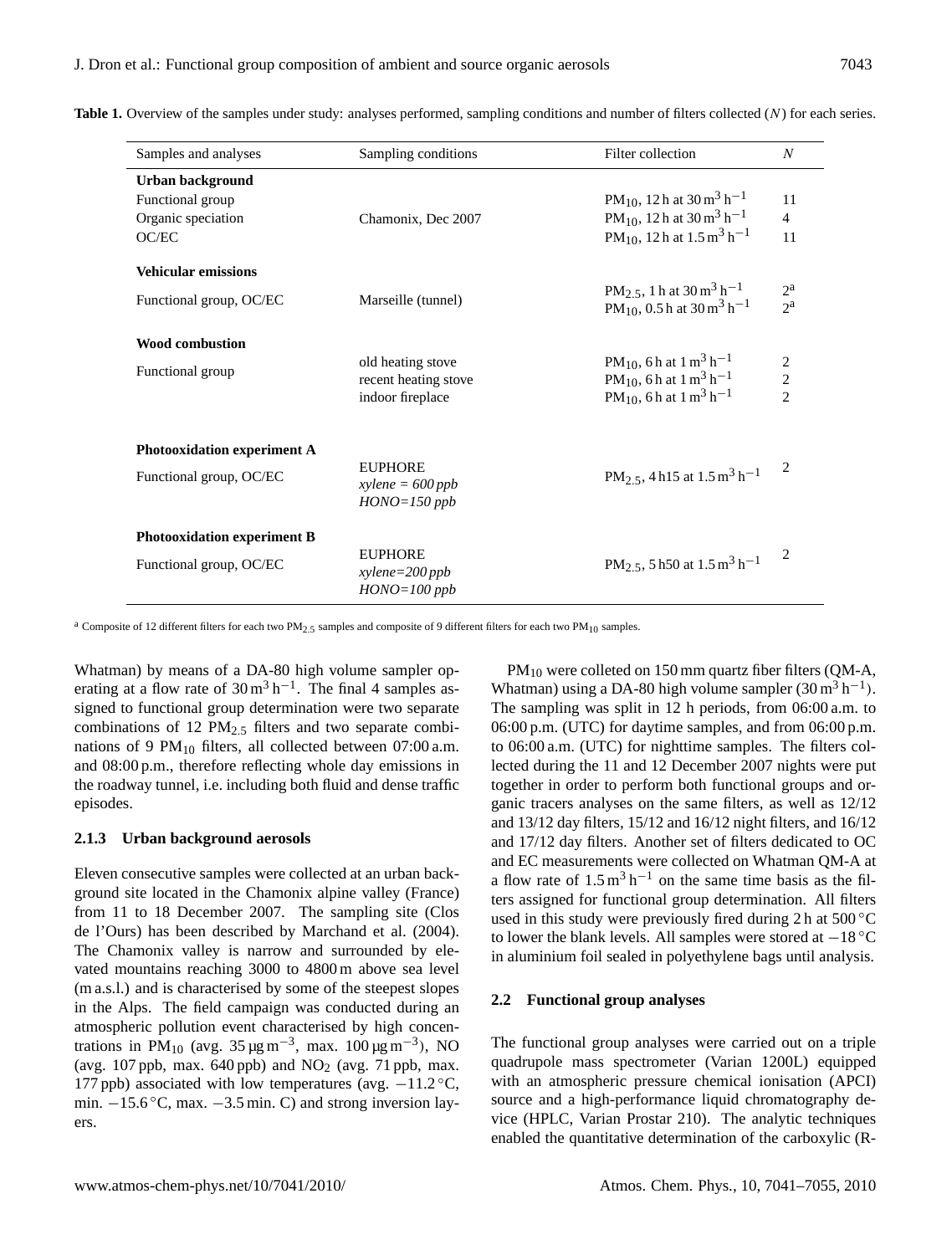**Table 1.** Overview of the samples under study: analyses performed, sampling conditions and number of filters collected ($N$) for each series.

| Samples and analyses | Sampling conditions | Filter collection | $N$ |
|---|---|---|---|
| **Urban background** | | | |
| Functional group | | $PM_{10}$, 12 h at 30 $m^3\,h^{-1}$ | 11 |
| Organic speciation | Chamonix, Dec 2007 | $PM_{10}$, 12 h at 30 $m^3\,h^{-1}$ | 4 |
| OC/EC | | $PM_{10}$, 12 h at 1.5 $m^3\,h^{-1}$ | 11 |
| **Vehicular emissions** | | | |
| Functional group, OC/EC | Marseille (tunnel) | $PM_{2.5}$, 1 h at 30 $m^3\,h^{-1}$ | 2[a] |
| | | $PM_{10}$, 0.5 h at 30 $m^3\,h^{-1}$ | 2[a] |
| **Wood combustion** | | | |
| Functional group | old heating stove | $PM_{10}$, 6 h at 1 $m^3\,h^{-1}$ | 2 |
| | recent heating stove | $PM_{10}$, 6 h at 1 $m^3\,h^{-1}$ | 2 |
| | indoor fireplace | $PM_{10}$, 6 h at 1 $m^3\,h^{-1}$ | 2 |
| **Photooxidation experiment A** | | | |
| Functional group, OC/EC | EUPHORE *xylene = 600 ppb* *HONO=150 ppb* | $PM_{2.5}$, 4 h15 at 1.5 $m^3\,h^{-1}$ | 2 |
| **Photooxidation experiment B** | | | |
| Functional group, OC/EC | EUPHORE *xylene=200 ppb* *HONO=100 ppb* | $PM_{2.5}$, 5 h50 at 1.5 $m^3\,h^{-1}$ | 2 |

[a] Composite of 12 different filters for each two $PM_{2.5}$ samples and composite of 9 different filters for each two $PM_{10}$ samples.

Whatman) by means of a DA-80 high volume sampler operating at a flow rate of 30 $m^3\,h^{-1}$. The final 4 samples assigned to functional group determination were two separate combinations of 12 $PM_{2.5}$ filters and two separate combinations of 9 $PM_{10}$ filters, all collected between 07:00 a.m. and 08:00 p.m., therefore reflecting whole day emissions in the roadway tunnel, i.e. including both fluid and dense traffic episodes.

#### 2.1.3 Urban background aerosols

Eleven consecutive samples were collected at an urban background site located in the Chamonix alpine valley (France) from 11 to 18 December 2007. The sampling site (Clos de l'Ours) has been described by Marchand et al. (2004). The Chamonix valley is narrow and surrounded by elevated mountains reaching 3000 to 4800 m above sea level (m a.s.l.) and is characterised by some of the steepest slopes in the Alps. The field campaign was conducted during an atmospheric pollution event characterised by high concentrations in $PM_{10}$ (avg. 35 $\mu g\,m^{-3}$, max. 100 $\mu g\,m^{-3}$), NO (avg. 107 ppb, max. 640 ppb) and $NO_2$ (avg. 71 ppb, max. 177 ppb) associated with low temperatures (avg. −11.2 °C, min. −15.6 °C, max. −3.5 min. C) and strong inversion layers.

$PM_{10}$ were colleted on 150 mm quartz fiber filters (QM-A, Whatman) using a DA-80 high volume sampler (30 $m^3\,h^{-1}$). The sampling was split in 12 h periods, from 06:00 a.m. to 06:00 p.m. (UTC) for daytime samples, and from 06:00 p.m. to 06:00 a.m. (UTC) for nighttime samples. The filters collected during the 11 and 12 December 2007 nights were put together in order to perform both functional groups and organic tracers analyses on the same filters, as well as 12/12 and 13/12 day filters, 15/12 and 16/12 night filters, and 16/12 and 17/12 day filters. Another set of filters dedicated to OC and EC measurements were collected on Whatman QM-A at a flow rate of 1.5 $m^3\,h^{-1}$ on the same time basis as the filters assigned for functional group determination. All filters used in this study were previously fired during 2 h at 500 °C to lower the blank levels. All samples were stored at −18 °C in aluminium foil sealed in polyethylene bags until analysis.

### 2.2 Functional group analyses

The functional group analyses were carried out on a triple quadrupole mass spectrometer (Varian 1200L) equipped with an atmospheric pressure chemical ionisation (APCI) source and a high-performance liquid chromatography device (HPLC, Varian Prostar 210). The analytic techniques enabled the quantitative determination of the carboxylic (R-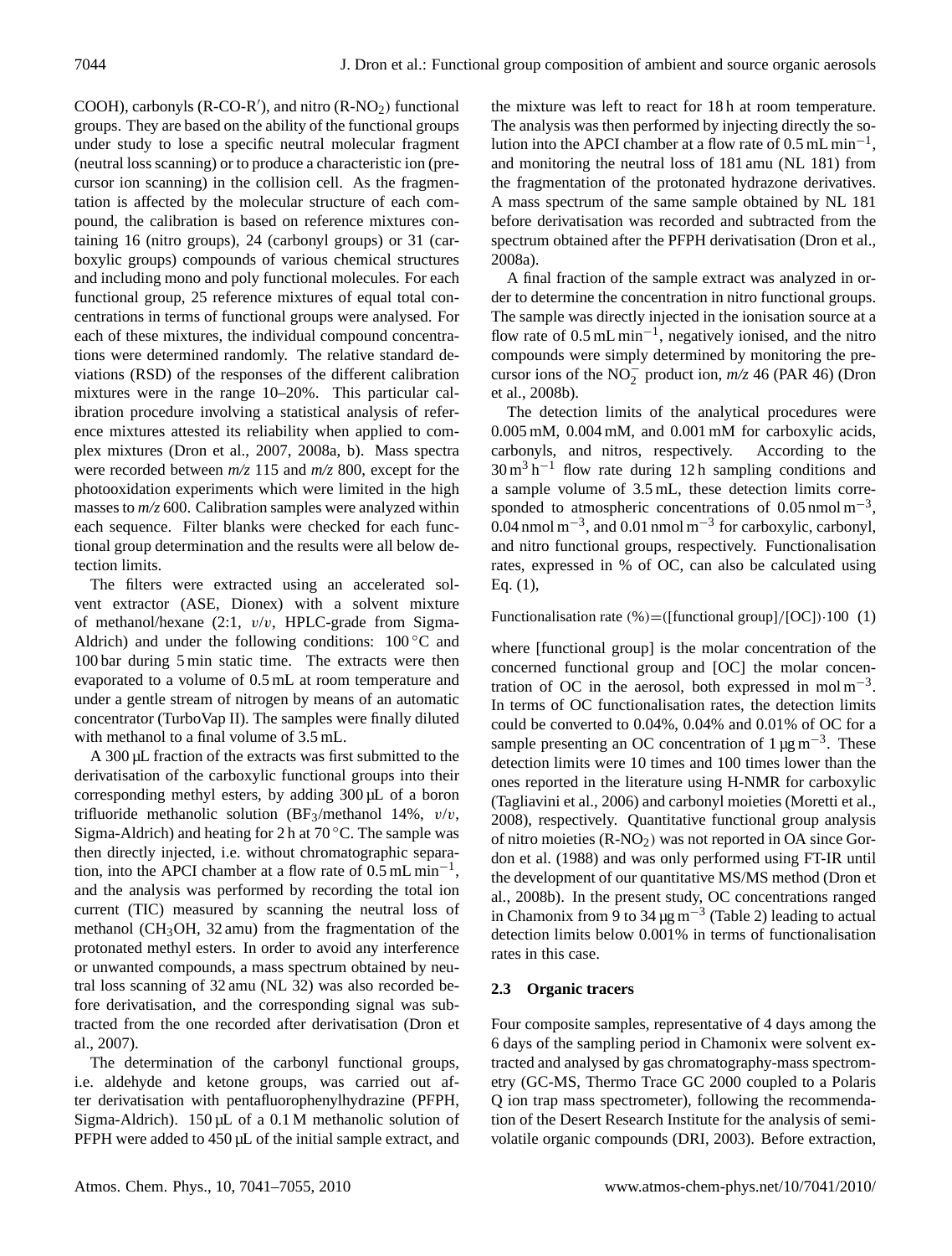COOH), carbonyls (R-CO-R′), and nitro ($R-NO_2$) functional groups. They are based on the ability of the functional groups under study to lose a specific neutral molecular fragment (neutral loss scanning) or to produce a characteristic ion (precursor ion scanning) in the collision cell. As the fragmentation is affected by the molecular structure of each compound, the calibration is based on reference mixtures containing 16 (nitro groups), 24 (carbonyl groups) or 31 (carboxylic groups) compounds of various chemical structures and including mono and poly functional molecules. For each functional group, 25 reference mixtures of equal total concentrations in terms of functional groups were analysed. For each of these mixtures, the individual compound concentrations were determined randomly. The relative standard deviations (RSD) of the responses of the different calibration mixtures were in the range 10–20%. This particular calibration procedure involving a statistical analysis of reference mixtures attested its reliability when applied to complex mixtures (Dron et al., 2007, 2008a, b). Mass spectra were recorded between *m/z* 115 and *m/z* 800, except for the photooxidation experiments which were limited in the high masses to *m/z* 600. Calibration samples were analyzed within each sequence. Filter blanks were checked for each functional group determination and the results were all below detection limits.

The filters were extracted using an accelerated solvent extractor (ASE, Dionex) with a solvent mixture of methanol/hexane (2:1, *v*/*v*, HPLC-grade from Sigma-Aldrich) and under the following conditions: 100 °C and 100 bar during 5 min static time. The extracts were then evaporated to a volume of 0.5 mL at room temperature and under a gentle stream of nitrogen by means of an automatic concentrator (TurboVap II). The samples were finally diluted with methanol to a final volume of 3.5 mL.

A 300 µL fraction of the extracts was first submitted to the derivatisation of the carboxylic functional groups into their corresponding methyl esters, by adding 300 µL of a boron trifluoride methanolic solution ($BF_3$/methanol 14%, *v*/*v*, Sigma-Aldrich) and heating for 2 h at 70 °C. The sample was then directly injected, i.e. without chromatographic separation, into the APCI chamber at a flow rate of 0.5 mL $min^{-1}$, and the analysis was performed by recording the total ion current (TIC) measured by scanning the neutral loss of methanol ($CH_3OH$, 32 amu) from the fragmentation of the protonated methyl esters. In order to avoid any interference or unwanted compounds, a mass spectrum obtained by neutral loss scanning of 32 amu (NL 32) was also recorded before derivatisation, and the corresponding signal was subtracted from the one recorded after derivatisation (Dron et al., 2007).

The determination of the carbonyl functional groups, i.e. aldehyde and ketone groups, was carried out after derivatisation with pentafluorophenylhydrazine (PFPH, Sigma-Aldrich). 150 µL of a 0.1 M methanolic solution of PFPH were added to 450 µL of the initial sample extract, and the mixture was left to react for 18 h at room temperature. The analysis was then performed by injecting directly the solution into the APCI chamber at a flow rate of 0.5 mL $min^{-1}$, and monitoring the neutral loss of 181 amu (NL 181) from the fragmentation of the protonated hydrazone derivatives. A mass spectrum of the same sample obtained by NL 181 before derivatisation was recorded and subtracted from the spectrum obtained after the PFPH derivatisation (Dron et al., 2008a).

A final fraction of the sample extract was analyzed in order to determine the concentration in nitro functional groups. The sample was directly injected in the ionisation source at a flow rate of 0.5 mL $min^{-1}$, negatively ionised, and the nitro compounds were simply determined by monitoring the precursor ions of the $NO_2^-$ product ion, *m/z* 46 (PAR 46) (Dron et al., 2008b).

The detection limits of the analytical procedures were 0.005 mM, 0.004 mM, and 0.001 mM for carboxylic acids, carbonyls, and nitros, respectively. According to the 30 $m^3\,h^{-1}$ flow rate during 12 h sampling conditions and a sample volume of 3.5 mL, these detection limits corresponded to atmospheric concentrations of 0.05 nmol $m^{-3}$, 0.04 nmol $m^{-3}$, and 0.01 nmol $m^{-3}$ for carboxylic, carbonyl, and nitro functional groups, respectively. Functionalisation rates, expressed in % of OC, can also be calculated using Eq. (1),

$$\text{Functionalisation rate (\%)} = ([\text{functional group}]/[\text{OC}]) \cdot 100 \quad (1)$$

where [functional group] is the molar concentration of the concerned functional group and [OC] the molar concentration of OC in the aerosol, both expressed in mol $m^{-3}$. In terms of OC functionalisation rates, the detection limits could be converted to 0.04%, 0.04% and 0.01% of OC for a sample presenting an OC concentration of 1 µg $m^{-3}$. These detection limits were 10 times and 100 times lower than the ones reported in the literature using H-NMR for carboxylic (Tagliavini et al., 2006) and carbonyl moieties (Moretti et al., 2008), respectively. Quantitative functional group analysis of nitro moieties ($R-NO_2$) was not reported in OA since Gordon et al. (1988) and was only performed using FT-IR until the development of our quantitative MS/MS method (Dron et al., 2008b). In the present study, OC concentrations ranged in Chamonix from 9 to 34 µg $m^{-3}$ (Table 2) leading to actual detection limits below 0.001% in terms of functionalisation rates in this case.

### 2.3 Organic tracers

Four composite samples, representative of 4 days among the 6 days of the sampling period in Chamonix were solvent extracted and analysed by gas chromatography-mass spectrometry (GC-MS, Thermo Trace GC 2000 coupled to a Polaris Q ion trap mass spectrometer), following the recommendation of the Desert Research Institute for the analysis of semi-volatile organic compounds (DRI, 2003). Before extraction,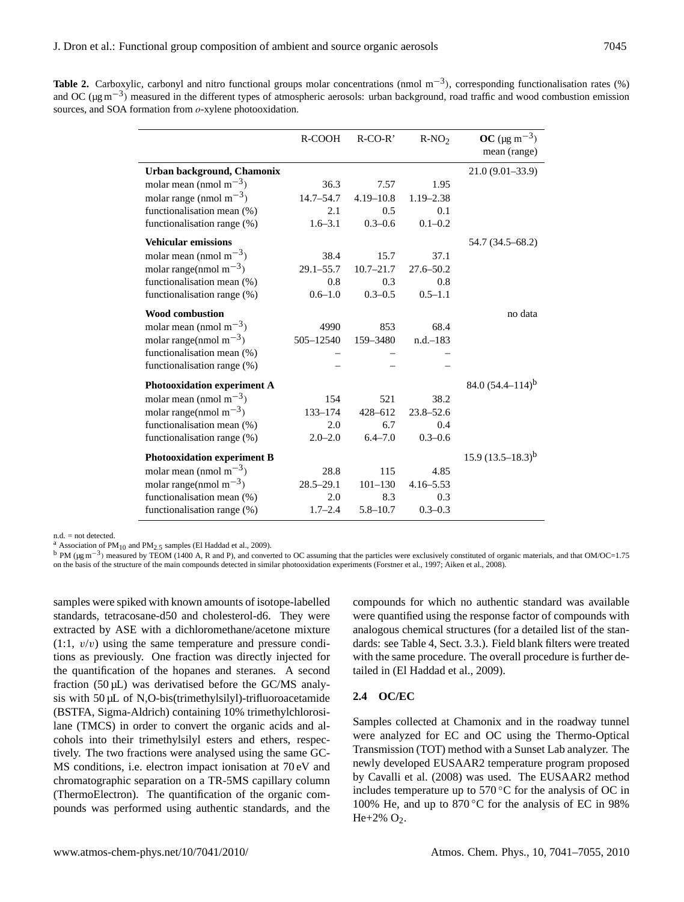**Table 2.** Carboxylic, carbonyl and nitro functional groups molar concentrations (nmol $m^{-3}$), corresponding functionalisation rates (%) and OC (µg $m^{-3}$) measured in the different types of atmospheric aerosols: urban background, road traffic and wood combustion emission sources, and SOA formation from *o*-xylene photooxidation.

| | R-COOH | R-CO-R' | $R\text{-}NO_2$ | **OC** (µg $m^{-3}$) mean (range) |
|---|---|---|---|---|
| **Urban background, Chamonix** | | | | 21.0 (9.01–33.9) |
| molar mean (nmol $m^{-3}$) | 36.3 | 7.57 | 1.95 | |
| molar range (nmol $m^{-3}$) | 14.7–54.7 | 4.19–10.8 | 1.19–2.38 | |
| functionalisation mean (%) | 2.1 | 0.5 | 0.1 | |
| functionalisation range (%) | 1.6–3.1 | 0.3–0.6 | 0.1–0.2 | |
| **Vehicular emissions** | | | | 54.7 (34.5–68.2) |
| molar mean (nmol $m^{-3}$) | 38.4 | 15.7 | 37.1 | |
| molar range(nmol $m^{-3}$) | 29.1–55.7 | 10.7–21.7 | 27.6–50.2 | |
| functionalisation mean (%) | 0.8 | 0.3 | 0.8 | |
| functionalisation range (%) | 0.6–1.0 | 0.3–0.5 | 0.5–1.1 | |
| **Wood combustion** | | | | no data |
| molar mean (nmol $m^{-3}$) | 4990 | 853 | 68.4 | |
| molar range(nmol $m^{-3}$) | 505–12540 | 159–3480 | n.d.–183 | |
| functionalisation mean (%) | – | – | – | |
| functionalisation range (%) | – | – | – | |
| **Photooxidation experiment A** | | | | 84.0 (54.4–114)[b] |
| molar mean (nmol $m^{-3}$) | 154 | 521 | 38.2 | |
| molar range(nmol $m^{-3}$) | 133–174 | 428–612 | 23.8–52.6 | |
| functionalisation mean (%) | 2.0 | 6.7 | 0.4 | |
| functionalisation range (%) | 2.0–2.0 | 6.4–7.0 | 0.3–0.6 | |
| **Photooxidation experiment B** | | | | 15.9 (13.5–18.3)[b] |
| molar mean (nmol $m^{-3}$) | 28.8 | 115 | 4.85 | |
| molar range(nmol $m^{-3}$) | 28.5–29.1 | 101–130 | 4.16–5.53 | |
| functionalisation mean (%) | 2.0 | 8.3 | 0.3 | |
| functionalisation range (%) | 1.7–2.4 | 5.8–10.7 | 0.3–0.3 | |

n.d. = not detected.
[a] Association of $PM_{10}$ and $PM_{2.5}$ samples (El Haddad et al., 2009).
[b] PM (µg $m^{-3}$) measured by TEOM (1400 A, R and P), and converted to OC assuming that the particles were exclusively constituted of organic materials, and that OM/OC=1.75 on the basis of the structure of the main compounds detected in similar photooxidation experiments (Forstner et al., 1997; Aiken et al., 2008).

samples were spiked with known amounts of isotope-labelled standards, tetracosane-d50 and cholesterol-d6. They were extracted by ASE with a dichloromethane/acetone mixture (1:1, *v*/*v*) using the same temperature and pressure conditions as previously. One fraction was directly injected for the quantification of the hopanes and steranes. A second fraction (50 µL) was derivatised before the GC/MS analysis with 50 µL of N,O-bis(trimethylsilyl)-trifluoroacetamide (BSTFA, Sigma-Aldrich) containing 10% trimethylchlorosilane (TMCS) in order to convert the organic acids and alcohols into their trimethylsilyl esters and ethers, respectively. The two fractions were analysed using the same GC-MS conditions, i.e. electron impact ionisation at 70 eV and chromatographic separation on a TR-5MS capillary column (ThermoElectron). The quantification of the organic compounds was performed using authentic standards, and the compounds for which no authentic standard was available were quantified using the response factor of compounds with analogous chemical structures (for a detailed list of the standards: see Table 4, Sect. 3.3.). Field blank filters were treated with the same procedure. The overall procedure is further detailed in (El Haddad et al., 2009).

### 2.4 OC/EC

Samples collected at Chamonix and in the roadway tunnel were analyzed for EC and OC using the Thermo-Optical Transmission (TOT) method with a Sunset Lab analyzer. The newly developed EUSAAR2 temperature program proposed by Cavalli et al. (2008) was used. The EUSAAR2 method includes temperature up to 570 °C for the analysis of OC in 100% He, and up to 870 °C for the analysis of EC in 98% He+2% $O_2$.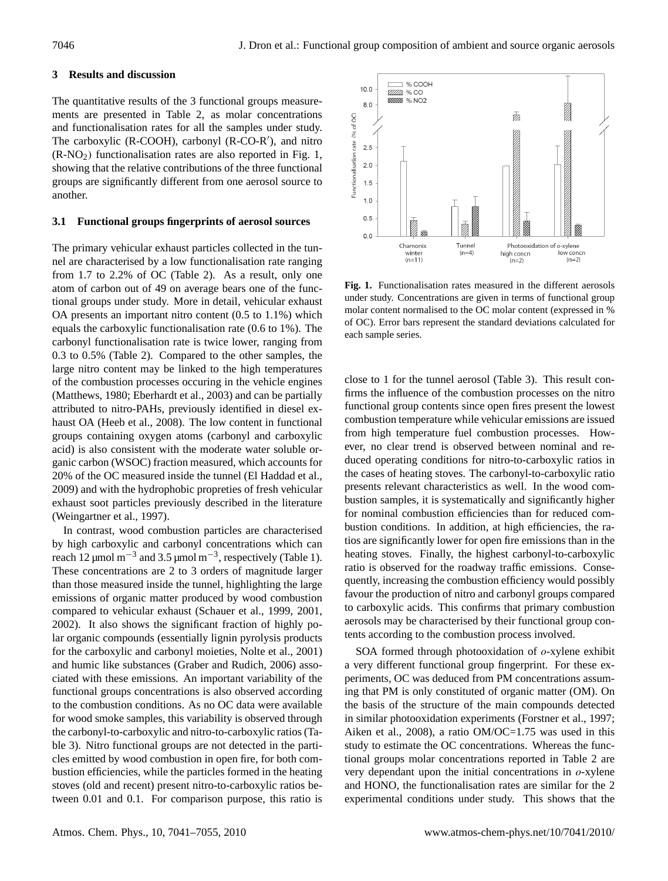## 3 Results and discussion

The quantitative results of the 3 functional groups measurements are presented in Table 2, as molar concentrations and functionalisation rates for all the samples under study. The carboxylic (R-COOH), carbonyl (R-CO-R′), and nitro ($R\text{-}NO_2$) functionalisation rates are also reported in Fig. 1, showing that the relative contributions of the three functional groups are significantly different from one aerosol source to another.

### 3.1 Functional groups fingerprints of aerosol sources

The primary vehicular exhaust particles collected in the tunnel are characterised by a low functionalisation rate ranging from 1.7 to 2.2% of OC (Table 2). As a result, only one atom of carbon out of 49 on average bears one of the functional groups under study. More in detail, vehicular exhaust OA presents an important nitro content (0.5 to 1.1%) which equals the carboxylic functionalisation rate (0.6 to 1%). The carbonyl functionalisation rate is twice lower, ranging from 0.3 to 0.5% (Table 2). Compared to the other samples, the large nitro content may be linked to the high temperatures of the combustion processes occuring in the vehicle engines (Matthews, 1980; Eberhardt et al., 2003) and can be partially attributed to nitro-PAHs, previously identified in diesel exhaust OA (Heeb et al., 2008). The low content in functional groups containing oxygen atoms (carbonyl and carboxylic acid) is also consistent with the moderate water soluble organic carbon (WSOC) fraction measured, which accounts for 20% of the OC measured inside the tunnel (El Haddad et al., 2009) and with the hydrophobic propreties of fresh vehicular exhaust soot particles previously described in the literature (Weingartner et al., 1997).

In contrast, wood combustion particles are characterised by high carboxylic and carbonyl concentrations which can reach 12 $\mu mol\,m^{-3}$ and 3.5 $\mu mol\,m^{-3}$, respectively (Table 1). These concentrations are 2 to 3 orders of magnitude larger than those measured inside the tunnel, highlighting the large emissions of organic matter produced by wood combustion compared to vehicular exhaust (Schauer et al., 1999, 2001, 2002). It also shows the significant fraction of highly polar organic compounds (essentially lignin pyrolysis products for the carboxylic and carbonyl moieties, Nolte et al., 2001) and humic like substances (Graber and Rudich, 2006) associated with these emissions. An important variability of the functional groups concentrations is also observed according to the combustion conditions. As no OC data were available for wood smoke samples, this variability is observed through the carbonyl-to-carboxylic and nitro-to-carboxylic ratios (Table 3). Nitro functional groups are not detected in the particles emitted by wood combustion in open fire, for both combustion efficiencies, while the particles formed in the heating stoves (old and recent) present nitro-to-carboxylic ratios between 0.01 and 0.1. For comparison purpose, this ratio is close to 1 for the tunnel aerosol (Table 3). This result confirms the influence of the combustion processes on the nitro functional group contents since open fires present the lowest combustion temperature while vehicular emissions are issued from high temperature fuel combustion processes. However, no clear trend is observed between nominal and reduced operating conditions for nitro-to-carboxylic ratios in the cases of heating stoves. The carbonyl-to-carboxylic ratio presents relevant characteristics as well. In the wood combustion samples, it is systematically and significantly higher for nominal combustion efficiencies than for reduced combustion conditions. In addition, at high efficiencies, the ratios are significantly lower for open fire emissions than in the heating stoves. Finally, the highest carbonyl-to-carboxylic ratio is observed for the roadway traffic emissions. Consequently, increasing the combustion efficiency would possibly favour the production of nitro and carbonyl groups compared to carboxylic acids. This confirms that primary combustion aerosols may be characterised by their functional group contents according to the combustion process involved.

**Fig. 1.** Functionalisation rates measured in the different aerosols under study. Concentrations are given in terms of functional group molar content normalised to the OC molar content (expressed in % of OC). Error bars represent the standard deviations calculated for each sample series.

SOA formed through photooxidation of *o*-xylene exhibit a very different functional group fingerprint. For these experiments, OC was deduced from PM concentrations assuming that PM is only constituted of organic matter (OM). On the basis of the structure of the main compounds detected in similar photooxidation experiments (Forstner et al., 1997; Aiken et al., 2008), a ratio OM/OC=1.75 was used in this study to estimate the OC concentrations. Whereas the functional groups molar concentrations reported in Table 2 are very dependant upon the initial concentrations in *o*-xylene and HONO, the functionalisation rates are similar for the 2 experimental conditions under study. This shows that the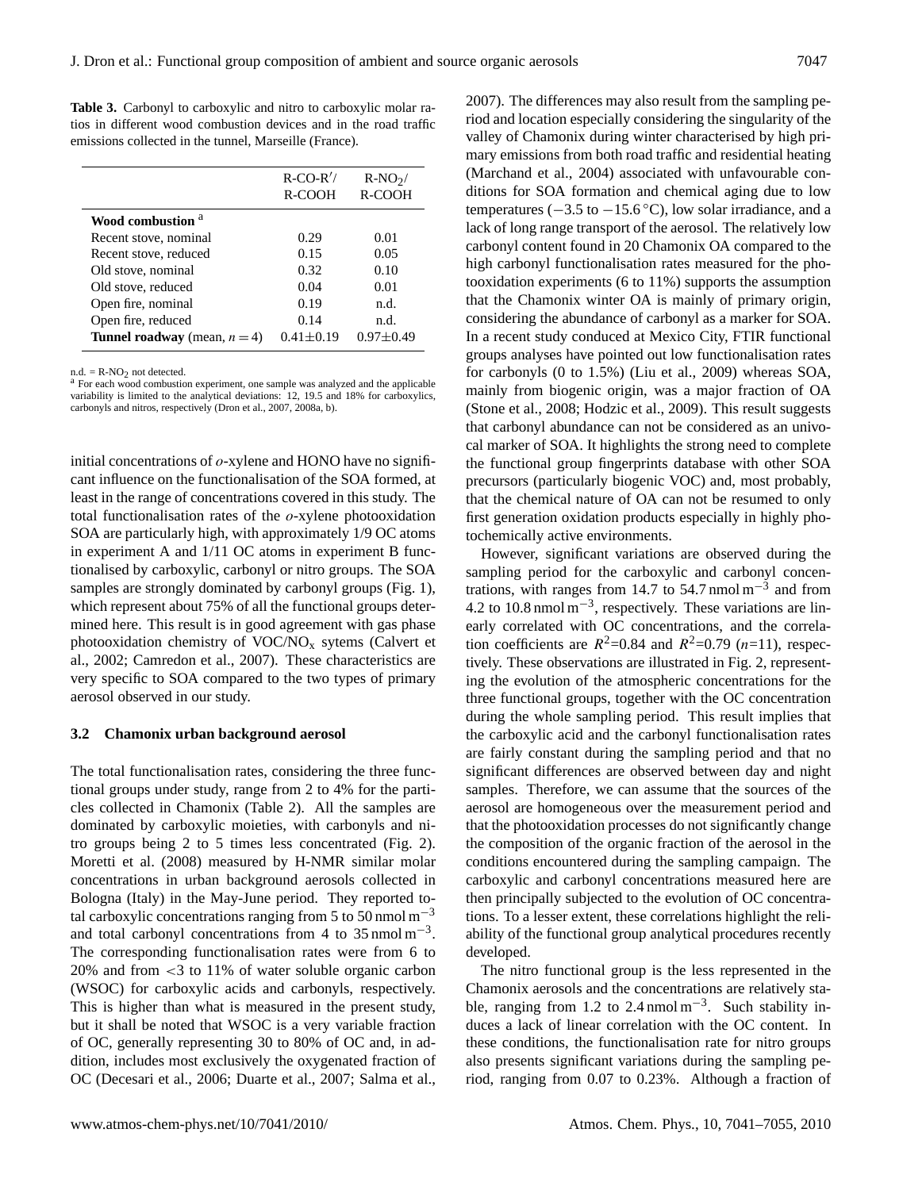**Table 3.** Carbonyl to carboxylic and nitro to carboxylic molar ratios in different wood combustion devices and in the road traffic emissions collected in the tunnel, Marseille (France).

| | R-CO-R′/ R-COOH | $R-NO_2$/ R-COOH |
|---|---|---|
| **Wood combustion** [a] | | |
| Recent stove, nominal | 0.29 | 0.01 |
| Recent stove, reduced | 0.15 | 0.05 |
| Old stove, nominal | 0.32 | 0.10 |
| Old stove, reduced | 0.04 | 0.01 |
| Open fire, nominal | 0.19 | n.d. |
| Open fire, reduced | 0.14 | n.d. |
| **Tunnel roadway** (mean, $n = 4$) | $0.41 \pm 0.19$ | $0.97 \pm 0.49$ |

n.d. = $R-NO_2$ not detected.
[a] For each wood combustion experiment, one sample was analyzed and the applicable variability is limited to the analytical deviations: 12, 19.5 and 18% for carboxylics, carbonyls and nitros, respectively (Dron et al., 2007, 2008a, b).

initial concentrations of *o*-xylene and HONO have no significant influence on the functionalisation of the SOA formed, at least in the range of concentrations covered in this study. The total functionalisation rates of the *o*-xylene photooxidation SOA are particularly high, with approximately 1/9 OC atoms in experiment A and 1/11 OC atoms in experiment B functionalised by carboxylic, carbonyl or nitro groups. The SOA samples are strongly dominated by carbonyl groups (Fig. 1), which represent about 75% of all the functional groups determined here. This result is in good agreement with gas phase photooxidation chemistry of VOC/$NO_x$ sytems (Calvert et al., 2002; Camredon et al., 2007). These characteristics are very specific to SOA compared to the two types of primary aerosol observed in our study.

### 3.2 Chamonix urban background aerosol

The total functionalisation rates, considering the three functional groups under study, range from 2 to 4% for the particles collected in Chamonix (Table 2). All the samples are dominated by carboxylic moieties, with carbonyls and nitro groups being 2 to 5 times less concentrated (Fig. 2). Moretti et al. (2008) measured by H-NMR similar molar concentrations in urban background aerosols collected in Bologna (Italy) in the May-June period. They reported total carboxylic concentrations ranging from 5 to 50 nmol $m^{-3}$ and total carbonyl concentrations from 4 to 35 nmol $m^{-3}$. The corresponding functionalisation rates were from 6 to 20% and from <3 to 11% of water soluble organic carbon (WSOC) for carboxylic acids and carbonyls, respectively. This is higher than what is measured in the present study, but it shall be noted that WSOC is a very variable fraction of OC, generally representing 30 to 80% of OC and, in addition, includes most exclusively the oxygenated fraction of OC (Decesari et al., 2006; Duarte et al., 2007; Salma et al., 2007). The differences may also result from the sampling period and location especially considering the singularity of the valley of Chamonix during winter characterised by high primary emissions from both road traffic and residential heating (Marchand et al., 2004) associated with unfavourable conditions for SOA formation and chemical aging due to low temperatures ($-3.5$ to $-15.6$ °C), low solar irradiance, and a lack of long range transport of the aerosol. The relatively low carbonyl content found in 20 Chamonix OA compared to the high carbonyl functionalisation rates measured for the photooxidation experiments (6 to 11%) supports the assumption that the Chamonix winter OA is mainly of primary origin, considering the abundance of carbonyl as a marker for SOA. In a recent study conduced at Mexico City, FTIR functional groups analyses have pointed out low functionalisation rates for carbonyls (0 to 1.5%) (Liu et al., 2009) whereas SOA, mainly from biogenic origin, was a major fraction of OA (Stone et al., 2008; Hodzic et al., 2009). This result suggests that carbonyl abundance can not be considered as an univocal marker of SOA. It highlights the strong need to complete the functional group fingerprints database with other SOA precursors (particularly biogenic VOC) and, most probably, that the chemical nature of OA can not be resumed to only first generation oxidation products especially in highly photochemically active environments.

However, significant variations are observed during the sampling period for the carboxylic and carbonyl concentrations, with ranges from 14.7 to 54.7 nmol $m^{-3}$ and from 4.2 to 10.8 nmol $m^{-3}$, respectively. These variations are linearly correlated with OC concentrations, and the correlation coefficients are $R^2$=0.84 and $R^2$=0.79 ($n$=11), respectively. These observations are illustrated in Fig. 2, representing the evolution of the atmospheric concentrations for the three functional groups, together with the OC concentration during the whole sampling period. This result implies that the carboxylic acid and the carbonyl functionalisation rates are fairly constant during the sampling period and that no significant differences are observed between day and night samples. Therefore, we can assume that the sources of the aerosol are homogeneous over the measurement period and that the photooxidation processes do not significantly change the composition of the organic fraction of the aerosol in the conditions encountered during the sampling campaign. The carboxylic and carbonyl concentrations measured here are then principally subjected to the evolution of OC concentrations. To a lesser extent, these correlations highlight the reliability of the functional group analytical procedures recently developed.

The nitro functional group is the less represented in the Chamonix aerosols and the concentrations are relatively stable, ranging from 1.2 to 2.4 nmol $m^{-3}$. Such stability induces a lack of linear correlation with the OC content. In these conditions, the functionalisation rate for nitro groups also presents significant variations during the sampling period, ranging from 0.07 to 0.23%. Although a fraction of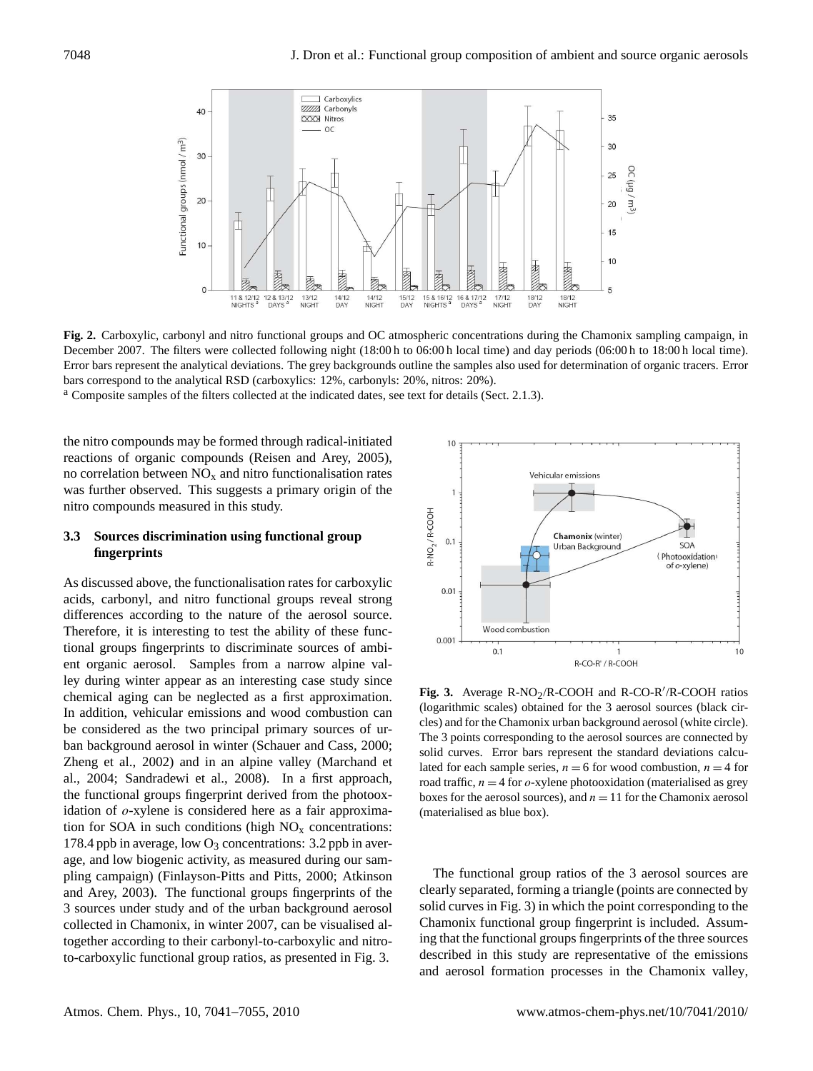**Fig. 2.** Carboxylic, carbonyl and nitro functional groups and OC atmospheric concentrations during the Chamonix sampling campaign, in December 2007. The filters were collected following night (18:00 h to 06:00 h local time) and day periods (06:00 h to 18:00 h local time). Error bars represent the analytical deviations. The grey backgrounds outline the samples also used for determination of organic tracers. Error bars correspond to the analytical RSD (carboxylics: 12%, carbonyls: 20%, nitros: 20%).

[a] Composite samples of the filters collected at the indicated dates, see text for details (Sect. 2.1.3).

the nitro compounds may be formed through radical-initiated reactions of organic compounds (Reisen and Arey, 2005), no correlation between $NO_x$ and nitro functionalisation rates was further observed. This suggests a primary origin of the nitro compounds measured in this study.

### 3.3 Sources discrimination using functional group fingerprints

As discussed above, the functionalisation rates for carboxylic acids, carbonyl, and nitro functional groups reveal strong differences according to the nature of the aerosol source. Therefore, it is interesting to test the ability of these functional groups fingerprints to discriminate sources of ambient organic aerosol. Samples from a narrow alpine valley during winter appear as an interesting case study since chemical aging can be neglected as a first approximation. In addition, vehicular emissions and wood combustion can be considered as the two principal primary sources of urban background aerosol in winter (Schauer and Cass, 2000; Zheng et al., 2002) and in an alpine valley (Marchand et al., 2004; Sandradewi et al., 2008). In a first approach, the functional groups fingerprint derived from the photooxidation of *o*-xylene is considered here as a fair approximation for SOA in such conditions (high $NO_x$ concentrations: 178.4 ppb in average, low $O_3$ concentrations: 3.2 ppb in average, and low biogenic activity, as measured during our sampling campaign) (Finlayson-Pitts and Pitts, 2000; Atkinson and Arey, 2003). The functional groups fingerprints of the 3 sources under study and of the urban background aerosol collected in Chamonix, in winter 2007, can be visualised altogether according to their carbonyl-to-carboxylic and nitro-to-carboxylic functional group ratios, as presented in Fig. 3.

**Fig. 3.** Average R-$NO_2$/R-COOH and R-CO-R′/R-COOH ratios (logarithmic scales) obtained for the 3 aerosol sources (black circles) and for the Chamonix urban background aerosol (white circle). The 3 points corresponding to the aerosol sources are connected by solid curves. Error bars represent the standard deviations calculated for each sample series, $n = 6$ for wood combustion, $n = 4$ for road traffic, $n = 4$ for *o*-xylene photooxidation (materialised as grey boxes for the aerosol sources), and $n = 11$ for the Chamonix aerosol (materialised as blue box).

The functional group ratios of the 3 aerosol sources are clearly separated, forming a triangle (points are connected by solid curves in Fig. 3) in which the point corresponding to the Chamonix functional group fingerprint is included. Assuming that the functional groups fingerprints of the three sources described in this study are representative of the emissions and aerosol formation processes in the Chamonix valley,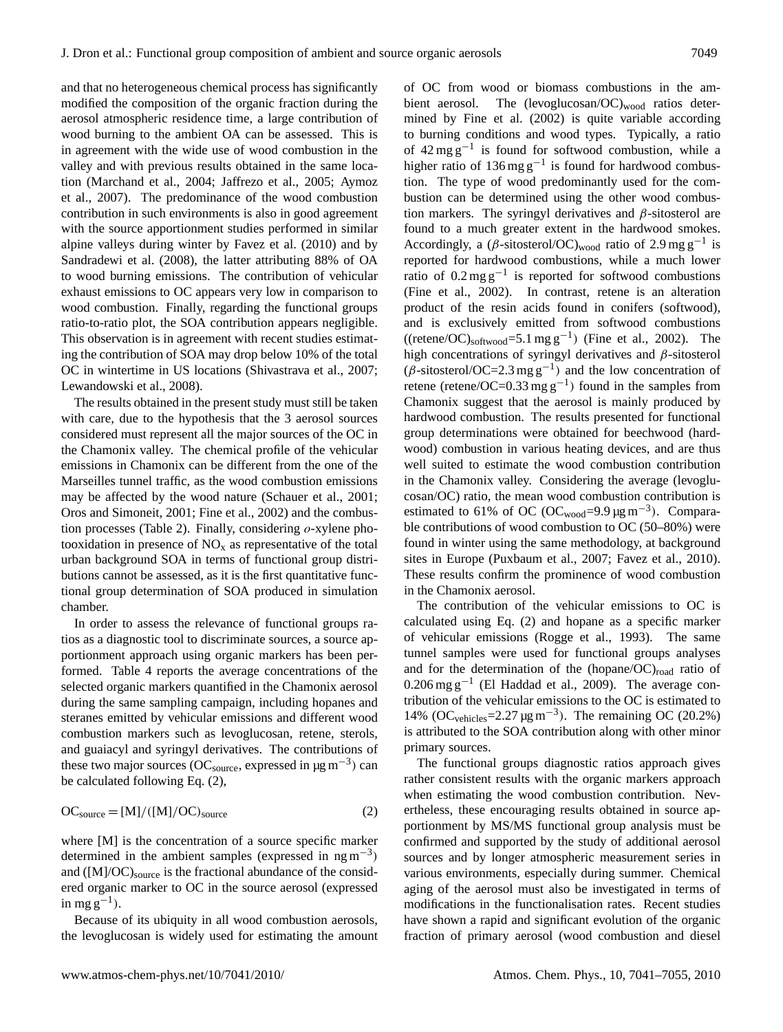and that no heterogeneous chemical process has significantly modified the composition of the organic fraction during the aerosol atmospheric residence time, a large contribution of wood burning to the ambient OA can be assessed. This is in agreement with the wide use of wood combustion in the valley and with previous results obtained in the same location (Marchand et al., 2004; Jaffrezo et al., 2005; Aymoz et al., 2007). The predominance of the wood combustion contribution in such environments is also in good agreement with the source apportionment studies performed in similar alpine valleys during winter by Favez et al. (2010) and by Sandradewi et al. (2008), the latter attributing 88% of OA to wood burning emissions. The contribution of vehicular exhaust emissions to OC appears very low in comparison to wood combustion. Finally, regarding the functional groups ratio-to-ratio plot, the SOA contribution appears negligible. This observation is in agreement with recent studies estimating the contribution of SOA may drop below 10% of the total OC in wintertime in US locations (Shivastrava et al., 2007; Lewandowski et al., 2008).

The results obtained in the present study must still be taken with care, due to the hypothesis that the 3 aerosol sources considered must represent all the major sources of the OC in the Chamonix valley. The chemical profile of the vehicular emissions in Chamonix can be different from the one of the Marseilles tunnel traffic, as the wood combustion emissions may be affected by the wood nature (Schauer et al., 2001; Oros and Simoneit, 2001; Fine et al., 2002) and the combustion processes (Table 2). Finally, considering *o*-xylene photooxidation in presence of $NO_x$ as representative of the total urban background SOA in terms of functional group distributions cannot be assessed, as it is the first quantitative functional group determination of SOA produced in simulation chamber.

In order to assess the relevance of functional groups ratios as a diagnostic tool to discriminate sources, a source apportionment approach using organic markers has been performed. Table 4 reports the average concentrations of the selected organic markers quantified in the Chamonix aerosol during the same sampling campaign, including hopanes and steranes emitted by vehicular emissions and different wood combustion markers such as levoglucosan, retene, sterols, and guaiacyl and syringyl derivatives. The contributions of these two major sources ($OC_{source}$, expressed in $\mu g\,m^{-3}$) can be calculated following Eq. (2),

$$OC_{source} = [M]/([M]/OC)_{source} \tag{2}$$

where [M] is the concentration of a source specific marker determined in the ambient samples (expressed in $ng\,m^{-3}$) and $([M]/OC)_{source}$ is the fractional abundance of the considered organic marker to OC in the source aerosol (expressed in $mg\,g^{-1}$).

Because of its ubiquity in all wood combustion aerosols, the levoglucosan is widely used for estimating the amount of OC from wood or biomass combustions in the ambient aerosol. The $(\text{levoglucosan}/OC)_{wood}$ ratios determined by Fine et al. (2002) is quite variable according to burning conditions and wood types. Typically, a ratio of $42\,mg\,g^{-1}$ is found for softwood combustion, while a higher ratio of $136\,mg\,g^{-1}$ is found for hardwood combustion. The type of wood predominantly used for the combustion can be determined using the other wood combustion markers. The syringyl derivatives and $\beta$-sitosterol are found to a much greater extent in the hardwood smokes. Accordingly, a $(\beta\text{-sitosterol}/OC)_{wood}$ ratio of $2.9\,mg\,g^{-1}$ is reported for hardwood combustions, while a much lower ratio of $0.2\,mg\,g^{-1}$ is reported for softwood combustions (Fine et al., 2002). In contrast, retene is an alteration product of the resin acids found in conifers (softwood), and is exclusively emitted from softwood combustions ($(\text{retene}/OC)_{softwood}=5.1\,mg\,g^{-1}$) (Fine et al., 2002). The high concentrations of syringyl derivatives and $\beta$-sitosterol ($\beta\text{-sitosterol}/OC=2.3\,mg\,g^{-1}$) and the low concentration of retene ($\text{retene}/OC=0.33\,mg\,g^{-1}$) found in the samples from Chamonix suggest that the aerosol is mainly produced by hardwood combustion. The results presented for functional group determinations were obtained for beechwood (hardwood) combustion in various heating devices, and are thus well suited to estimate the wood combustion contribution in the Chamonix valley. Considering the average (levoglucosan/OC) ratio, the mean wood combustion contribution is estimated to 61% of OC ($OC_{wood}=9.9\,\mu g\,m^{-3}$). Comparable contributions of wood combustion to OC (50–80%) were found in winter using the same methodology, at background sites in Europe (Puxbaum et al., 2007; Favez et al., 2010). These results confirm the prominence of wood combustion in the Chamonix aerosol.

The contribution of the vehicular emissions to OC is calculated using Eq. (2) and hopane as a specific marker of vehicular emissions (Rogge et al., 1993). The same tunnel samples were used for functional groups analyses and for the determination of the $(\text{hopane}/OC)_{road}$ ratio of $0.206\,mg\,g^{-1}$ (El Haddad et al., 2009). The average contribution of the vehicular emissions to the OC is estimated to 14% ($OC_{vehicles}=2.27\,\mu g\,m^{-3}$). The remaining OC (20.2%) is attributed to the SOA contribution along with other minor primary sources.

The functional groups diagnostic ratios approach gives rather consistent results with the organic markers approach when estimating the wood combustion contribution. Nevertheless, these encouraging results obtained in source apportionment by MS/MS functional group analysis must be confirmed and supported by the study of additional aerosol sources and by longer atmospheric measurement series in various environments, especially during summer. Chemical aging of the aerosol must also be investigated in terms of modifications in the functionalisation rates. Recent studies have shown a rapid and significant evolution of the organic fraction of primary aerosol (wood combustion and diesel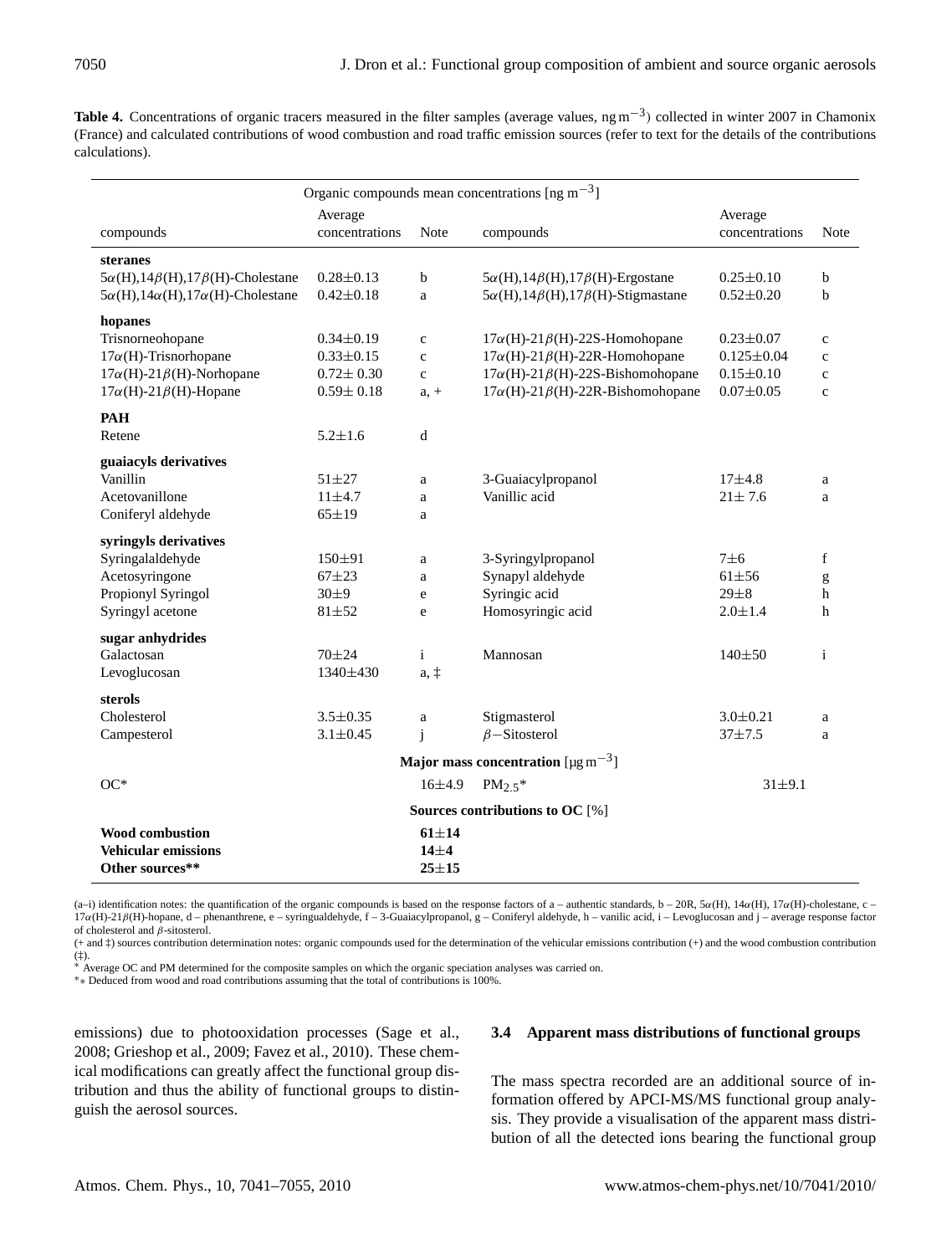**Table 4.** Concentrations of organic tracers measured in the filter samples (average values, ng $m^{-3}$) collected in winter 2007 in Chamonix (France) and calculated contributions of wood combustion and road traffic emission sources (refer to text for the details of the contributions calculations).

| Organic compounds mean concentrations [ng $m^{-3}$] | | | | | |
|---|---|---|---|---|---|
| compounds | Average concentrations | Note | compounds | Average concentrations | Note |
| **steranes** | | | | | |
| $5\alpha$(H),$14\beta$(H),$17\beta$(H)-Cholestane | 0.28±0.13 | b | $5\alpha$(H),$14\beta$(H),$17\beta$(H)-Ergostane | 0.25±0.10 | b |
| $5\alpha$(H),$14\alpha$(H),$17\alpha$(H)-Cholestane | 0.42±0.18 | a | $5\alpha$(H),$14\beta$(H),$17\beta$(H)-Stigmastane | 0.52±0.20 | b |
| **hopanes** | | | | | |
| Trisnorneohopane | 0.34±0.19 | c | $17\alpha$(H)-$21\beta$(H)-22S-Homohopane | 0.23±0.07 | c |
| $17\alpha$(H)-Trisnorhopane | 0.33±0.15 | c | $17\alpha$(H)-$21\beta$(H)-22R-Homohopane | 0.125±0.04 | c |
| $17\alpha$(H)-$21\beta$(H)-Norhopane | 0.72± 0.30 | c | $17\alpha$(H)-$21\beta$(H)-22S-Bishomohopane | 0.15±0.10 | c |
| $17\alpha$(H)-$21\beta$(H)-Hopane | 0.59± 0.18 | a, + | $17\alpha$(H)-$21\beta$(H)-22R-Bishomohopane | 0.07±0.05 | c |
| **PAH** | | | | | |
| Retene | 5.2±1.6 | d | | | |
| **guaiacyls derivatives** | | | | | |
| Vanillin | 51±27 | a | 3-Guaiacylpropanol | 17±4.8 | a |
| Acetovanillone | 11±4.7 | a | Vanillic acid | 21± 7.6 | a |
| Coniferyl aldehyde | 65±19 | a | | | |
| **syringyls derivatives** | | | | | |
| Syringalaldehyde | 150±91 | a | 3-Syringylpropanol | 7±6 | f |
| Acetosyringone | 67±23 | a | Synapyl aldehyde | 61±56 | g |
| Propionyl Syringol | 30±9 | e | Syringic acid | 29±8 | h |
| Syringyl acetone | 81±52 | e | Homosyringic acid | 2.0±1.4 | h |
| **sugar anhydrides** | | | | | |
| Galactosan | 70±24 | i | Mannosan | 140±50 | i |
| Levoglucosan | 1340±430 | a, ‡ | | | |
| **sterols** | | | | | |
| Cholesterol | 3.5±0.35 | a | Stigmasterol | 3.0±0.21 | a |
| Campesterol | 3.1±0.45 | j | $\beta$−Sitosterol | 37±7.5 | a |
| **Major mass concentration** [µg $m^{-3}$] | | | | | |
| OC* | | 16±4.9 | $PM_{2.5}$* | 31±9.1 | |
| **Sources contributions to OC** [%] | | | | | |
| **Wood combustion** | | **61±14** | | | |
| **Vehicular emissions** | | **14±4** | | | |
| **Other sources**** | | **25±15** | | | |

(a–i) identification notes: the quantification of the organic compounds is based on the response factors of a – authentic standards, b – 20R, $5\alpha$(H), $14\alpha$(H), $17\alpha$(H)-cholestane, c – $17\alpha$(H)-$21\beta$(H)-hopane, d – phenanthrene, e – syringualdehyde, f – 3-Guaiacylpropanol, g – Coniferyl aldehyde, h – vanilic acid, i – Levoglucosan and j – average response factor of cholesterol and $\beta$-sitosterol.
(+ and ‡) sources contribution determination notes: organic compounds used for the determination of the vehicular emissions contribution (+) and the wood combustion contribution (‡).
* Average OC and PM determined for the composite samples on which the organic speciation analyses was carried on.
** Deduced from wood and road contributions assuming that the total of contributions is 100%.

emissions) due to photooxidation processes (Sage et al., 2008; Grieshop et al., 2009; Favez et al., 2010). These chemical modifications can greatly affect the functional group distribution and thus the ability of functional groups to distinguish the aerosol sources.

### 3.4 Apparent mass distributions of functional groups

The mass spectra recorded are an additional source of information offered by APCI-MS/MS functional group analysis. They provide a visualisation of the apparent mass distribution of all the detected ions bearing the functional group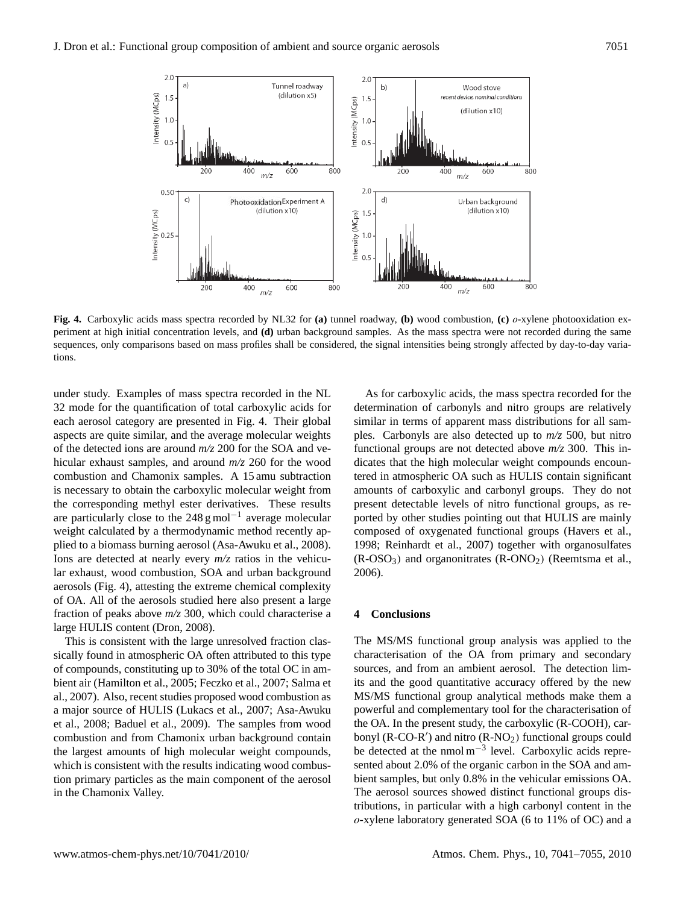**Fig. 4.** Carboxylic acids mass spectra recorded by NL32 for **(a)** tunnel roadway, **(b)** wood combustion, **(c)** *o*-xylene photooxidation experiment at high initial concentration levels, and **(d)** urban background samples. As the mass spectra were not recorded during the same sequences, only comparisons based on mass profiles shall be considered, the signal intensities being strongly affected by day-to-day variations.

under study. Examples of mass spectra recorded in the NL 32 mode for the quantification of total carboxylic acids for each aerosol category are presented in Fig. 4. Their global aspects are quite similar, and the average molecular weights of the detected ions are around *m/z* 200 for the SOA and vehicular exhaust samples, and around *m/z* 260 for the wood combustion and Chamonix samples. A 15 amu subtraction is necessary to obtain the carboxylic molecular weight from the corresponding methyl ester derivatives. These results are particularly close to the 248 g $mol^{-1}$ average molecular weight calculated by a thermodynamic method recently applied to a biomass burning aerosol (Asa-Awuku et al., 2008). Ions are detected at nearly every *m/z* ratios in the vehicular exhaust, wood combustion, SOA and urban background aerosols (Fig. 4), attesting the extreme chemical complexity of OA. All of the aerosols studied here also present a large fraction of peaks above *m/z* 300, which could characterise a large HULIS content (Dron, 2008).

This is consistent with the large unresolved fraction classically found in atmospheric OA often attributed to this type of compounds, constituting up to 30% of the total OC in ambient air (Hamilton et al., 2005; Feczko et al., 2007; Salma et al., 2007). Also, recent studies proposed wood combustion as a major source of HULIS (Lukacs et al., 2007; Asa-Awuku et al., 2008; Baduel et al., 2009). The samples from wood combustion and from Chamonix urban background contain the largest amounts of high molecular weight compounds, which is consistent with the results indicating wood combustion primary particles as the main component of the aerosol in the Chamonix Valley.

As for carboxylic acids, the mass spectra recorded for the determination of carbonyls and nitro groups are relatively similar in terms of apparent mass distributions for all samples. Carbonyls are also detected up to *m/z* 500, but nitro functional groups are not detected above *m/z* 300. This indicates that the high molecular weight compounds encountered in atmospheric OA such as HULIS contain significant amounts of carboxylic and carbonyl groups. They do not present detectable levels of nitro functional groups, as reported by other studies pointing out that HULIS are mainly composed of oxygenated functional groups (Havers et al., 1998; Reinhardt et al., 2007) together with organosulfates ($R\text{-}OSO_3$) and organonitrates ($R\text{-}ONO_2$) (Reemtsma et al., 2006).

## 4 Conclusions

The MS/MS functional group analysis was applied to the characterisation of the OA from primary and secondary sources, and from an ambient aerosol. The detection limits and the good quantitative accuracy offered by the new MS/MS functional group analytical methods make them a powerful and complementary tool for the characterisation of the OA. In the present study, the carboxylic (R-COOH), carbonyl (R-CO-R′) and nitro ($R\text{-}NO_2$) functional groups could be detected at the nmol $m^{-3}$ level. Carboxylic acids represented about 2.0% of the organic carbon in the SOA and ambient samples, but only 0.8% in the vehicular emissions OA. The aerosol sources showed distinct functional groups distributions, in particular with a high carbonyl content in the *o*-xylene laboratory generated SOA (6 to 11% of OC) and a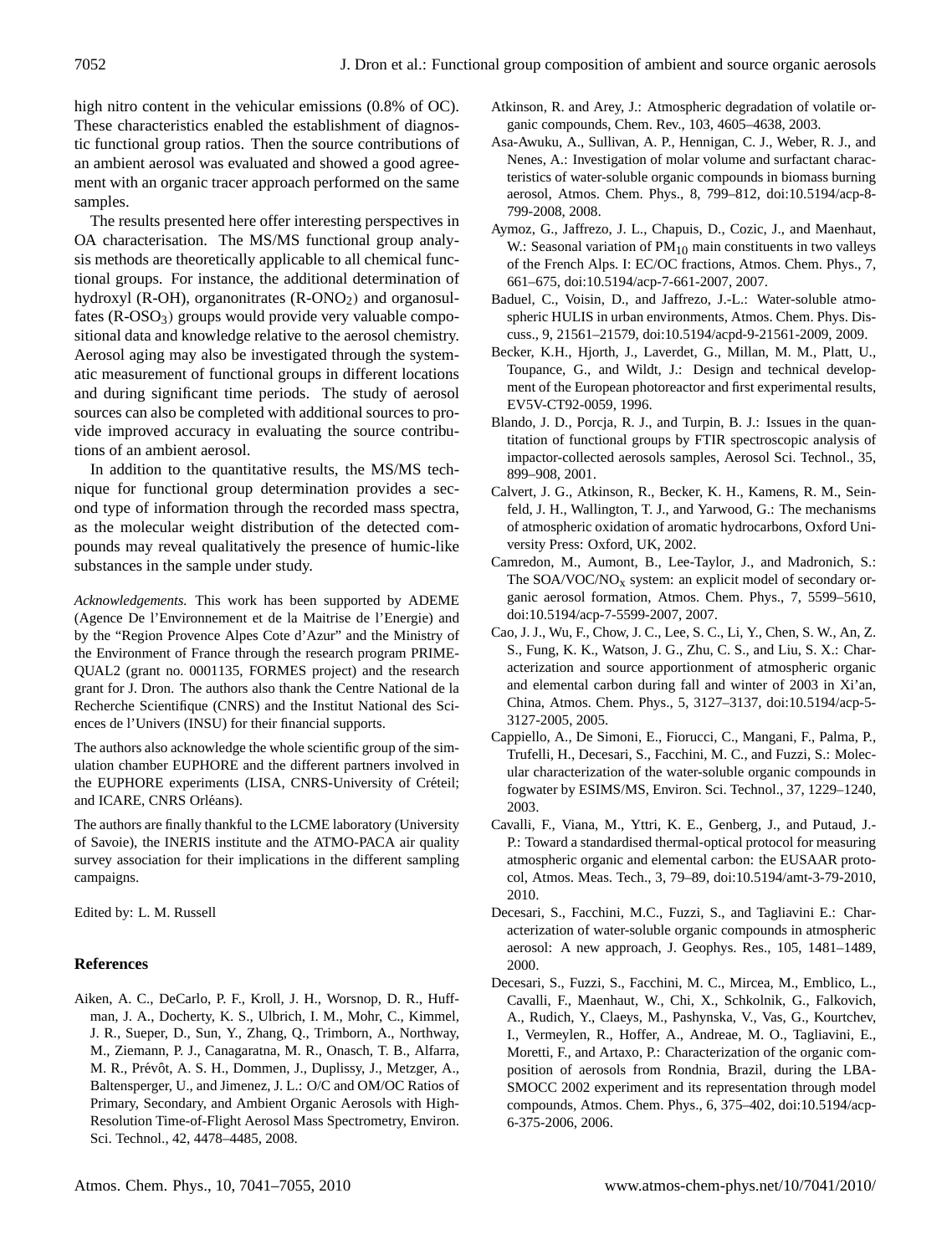high nitro content in the vehicular emissions (0.8% of OC). These characteristics enabled the establishment of diagnostic functional group ratios. Then the source contributions of an ambient aerosol was evaluated and showed a good agreement with an organic tracer approach performed on the same samples.

The results presented here offer interesting perspectives in OA characterisation. The MS/MS functional group analysis methods are theoretically applicable to all chemical functional groups. For instance, the additional determination of hydroxyl (R-OH), organonitrates (R-$ONO_2$) and organosulfates (R-$OSO_3$) groups would provide very valuable compositional data and knowledge relative to the aerosol chemistry. Aerosol aging may also be investigated through the systematic measurement of functional groups in different locations and during significant time periods. The study of aerosol sources can also be completed with additional sources to provide improved accuracy in evaluating the source contributions of an ambient aerosol.

In addition to the quantitative results, the MS/MS technique for functional group determination provides a second type of information through the recorded mass spectra, as the molecular weight distribution of the detected compounds may reveal qualitatively the presence of humic-like substances in the sample under study.

*Acknowledgements.* This work has been supported by ADEME (Agence De l'Environnement et de la Maitrise de l'Energie) and by the "Region Provence Alpes Cote d'Azur" and the Ministry of the Environment of France through the research program PRIMEQUAL2 (grant no. 0001135, FORMES project) and the research grant for J. Dron. The authors also thank the Centre National de la Recherche Scientifique (CNRS) and the Institut National des Sciences de l'Univers (INSU) for their financial supports.

The authors also acknowledge the whole scientific group of the simulation chamber EUPHORE and the different partners involved in the EUPHORE experiments (LISA, CNRS-University of Créteil; and ICARE, CNRS Orléans).

The authors are finally thankful to the LCME laboratory (University of Savoie), the INERIS institute and the ATMO-PACA air quality survey association for their implications in the different sampling campaigns.

Edited by: L. M. Russell

## References

Aiken, A. C., DeCarlo, P. F., Kroll, J. H., Worsnop, D. R., Huffman, J. A., Docherty, K. S., Ulbrich, I. M., Mohr, C., Kimmel, J. R., Sueper, D., Sun, Y., Zhang, Q., Trimborn, A., Northway, M., Ziemann, P. J., Canagaratna, M. R., Onasch, T. B., Alfarra, M. R., Prévôt, A. S. H., Dommen, J., Duplissy, J., Metzger, A., Baltensperger, U., and Jimenez, J. L.: O/C and OM/OC Ratios of Primary, Secondary, and Ambient Organic Aerosols with High-Resolution Time-of-Flight Aerosol Mass Spectrometry, Environ. Sci. Technol., 42, 4478–4485, 2008.

Atkinson, R. and Arey, J.: Atmospheric degradation of volatile organic compounds, Chem. Rev., 103, 4605–4638, 2003.

Asa-Awuku, A., Sullivan, A. P., Hennigan, C. J., Weber, R. J., and Nenes, A.: Investigation of molar volume and surfactant characteristics of water-soluble organic compounds in biomass burning aerosol, Atmos. Chem. Phys., 8, 799–812, doi:10.5194/acp-8-799-2008, 2008.

Aymoz, G., Jaffrezo, J. L., Chapuis, D., Cozic, J., and Maenhaut, W.: Seasonal variation of $PM_{10}$ main constituents in two valleys of the French Alps. I: EC/OC fractions, Atmos. Chem. Phys., 7, 661–675, doi:10.5194/acp-7-661-2007, 2007.

Baduel, C., Voisin, D., and Jaffrezo, J.-L.: Water-soluble atmospheric HULIS in urban environments, Atmos. Chem. Phys. Discuss., 9, 21561–21579, doi:10.5194/acpd-9-21561-2009, 2009.

Becker, K.H., Hjorth, J., Laverdet, G., Millan, M. M., Platt, U., Toupance, G., and Wildt, J.: Design and technical development of the European photoreactor and first experimental results, EV5V-CT92-0059, 1996.

Blando, J. D., Porcja, R. J., and Turpin, B. J.: Issues in the quantitation of functional groups by FTIR spectroscopic analysis of impactor-collected aerosols samples, Aerosol Sci. Technol., 35, 899–908, 2001.

Calvert, J. G., Atkinson, R., Becker, K. H., Kamens, R. M., Seinfeld, J. H., Wallington, T. J., and Yarwood, G.: The mechanisms of atmospheric oxidation of aromatic hydrocarbons, Oxford University Press: Oxford, UK, 2002.

Camredon, M., Aumont, B., Lee-Taylor, J., and Madronich, S.: The SOA/VOC/$NO_x$ system: an explicit model of secondary organic aerosol formation, Atmos. Chem. Phys., 7, 5599–5610, doi:10.5194/acp-7-5599-2007, 2007.

Cao, J. J., Wu, F., Chow, J. C., Lee, S. C., Li, Y., Chen, S. W., An, Z. S., Fung, K. K., Watson, J. G., Zhu, C. S., and Liu, S. X.: Characterization and source apportionment of atmospheric organic and elemental carbon during fall and winter of 2003 in Xi'an, China, Atmos. Chem. Phys., 5, 3127–3137, doi:10.5194/acp-5-3127-2005, 2005.

Cappiello, A., De Simoni, E., Fiorucci, C., Mangani, F., Palma, P., Trufelli, H., Decesari, S., Facchini, M. C., and Fuzzi, S.: Molecular characterization of the water-soluble organic compounds in fogwater by ESIMS/MS, Environ. Sci. Technol., 37, 1229–1240, 2003.

Cavalli, F., Viana, M., Yttri, K. E., Genberg, J., and Putaud, J.-P.: Toward a standardised thermal-optical protocol for measuring atmospheric organic and elemental carbon: the EUSAAR protocol, Atmos. Meas. Tech., 3, 79–89, doi:10.5194/amt-3-79-2010, 2010.

Decesari, S., Facchini, M.C., Fuzzi, S., and Tagliavini E.: Characterization of water-soluble organic compounds in atmospheric aerosol: A new approach, J. Geophys. Res., 105, 1481–1489, 2000.

Decesari, S., Fuzzi, S., Facchini, M. C., Mircea, M., Emblico, L., Cavalli, F., Maenhaut, W., Chi, X., Schkolnik, G., Falkovich, A., Rudich, Y., Claeys, M., Pashynska, V., Vas, G., Kourtchev, I., Vermeylen, R., Hoffer, A., Andreae, M. O., Tagliavini, E., Moretti, F., and Artaxo, P.: Characterization of the organic composition of aerosols from Rondnia, Brazil, during the LBA-SMOCC 2002 experiment and its representation through model compounds, Atmos. Chem. Phys., 6, 375–402, doi:10.5194/acp-6-375-2006, 2006.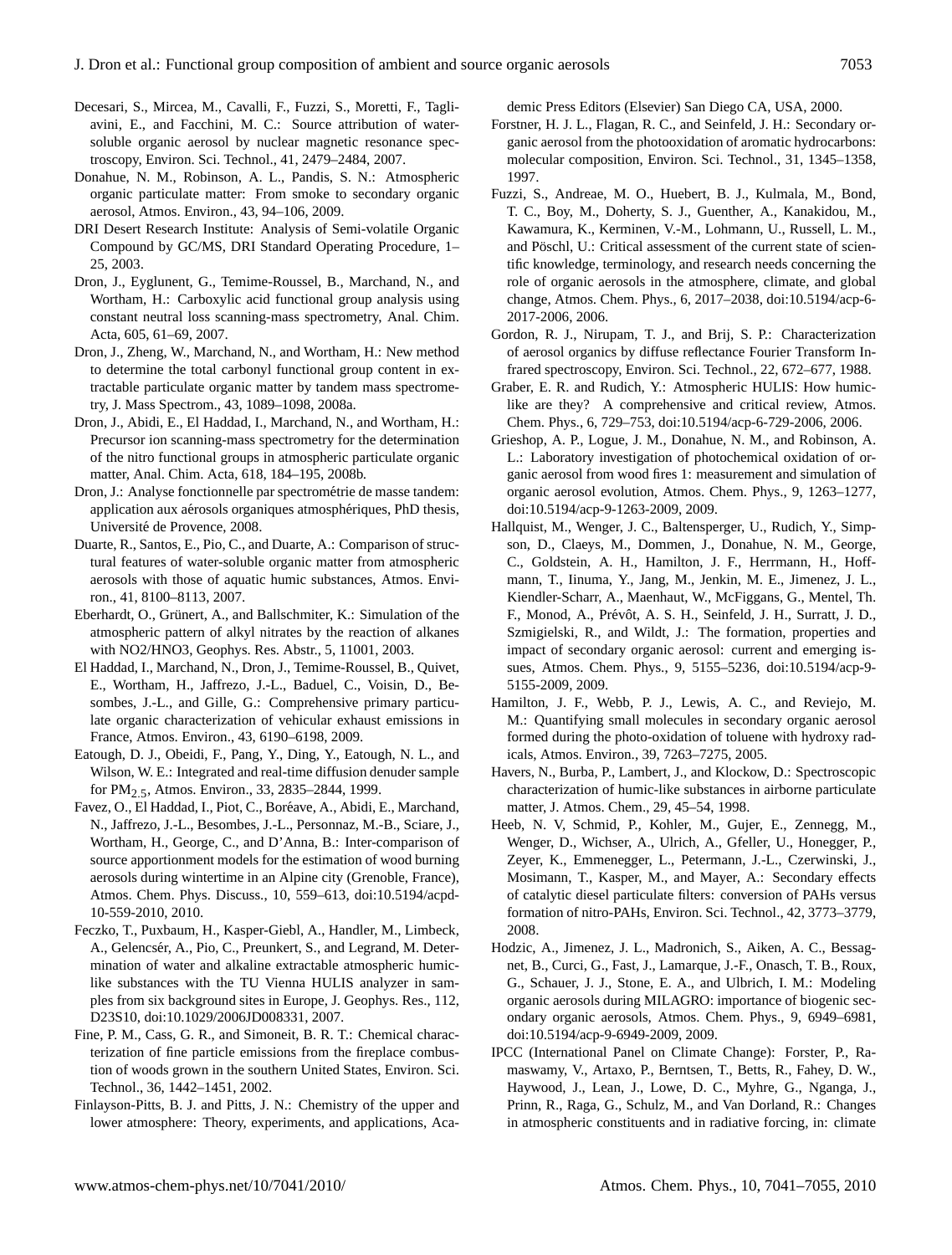Decesari, S., Mircea, M., Cavalli, F., Fuzzi, S., Moretti, F., Tagliavini, E., and Facchini, M. C.: Source attribution of water-soluble organic aerosol by nuclear magnetic resonance spectroscopy, Environ. Sci. Technol., 41, 2479–2484, 2007.

Donahue, N. M., Robinson, A. L., Pandis, S. N.: Atmospheric organic particulate matter: From smoke to secondary organic aerosol, Atmos. Environ., 43, 94–106, 2009.

DRI Desert Research Institute: Analysis of Semi-volatile Organic Compound by GC/MS, DRI Standard Operating Procedure, 1–25, 2003.

Dron, J., Eyglunent, G., Temime-Roussel, B., Marchand, N., and Wortham, H.: Carboxylic acid functional group analysis using constant neutral loss scanning-mass spectrometry, Anal. Chim. Acta, 605, 61–69, 2007.

Dron, J., Zheng, W., Marchand, N., and Wortham, H.: New method to determine the total carbonyl functional group content in extractable particulate organic matter by tandem mass spectrometry, J. Mass Spectrom., 43, 1089–1098, 2008a.

Dron, J., Abidi, E., El Haddad, I., Marchand, N., and Wortham, H.: Precursor ion scanning-mass spectrometry for the determination of the nitro functional groups in atmospheric particulate organic matter, Anal. Chim. Acta, 618, 184–195, 2008b.

Dron, J.: Analyse fonctionnelle par spectrométrie de masse tandem: application aux aérosols organiques atmosphériques, PhD thesis, Université de Provence, 2008.

Duarte, R., Santos, E., Pio, C., and Duarte, A.: Comparison of structural features of water-soluble organic matter from atmospheric aerosols with those of aquatic humic substances, Atmos. Environ., 41, 8100–8113, 2007.

Eberhardt, O., Grünert, A., and Ballschmiter, K.: Simulation of the atmospheric pattern of alkyl nitrates by the reaction of alkanes with NO2/HNO3, Geophys. Res. Abstr., 5, 11001, 2003.

El Haddad, I., Marchand, N., Dron, J., Temime-Roussel, B., Quivet, E., Wortham, H., Jaffrezo, J.-L., Baduel, C., Voisin, D., Besombes, J.-L., and Gille, G.: Comprehensive primary particulate organic characterization of vehicular exhaust emissions in France, Atmos. Environ., 43, 6190–6198, 2009.

Eatough, D. J., Obeidi, F., Pang, Y., Ding, Y., Eatough, N. L., and Wilson, W. E.: Integrated and real-time diffusion denuder sample for $PM_{2.5}$, Atmos. Environ., 33, 2835–2844, 1999.

Favez, O., El Haddad, I., Piot, C., Boréave, A., Abidi, E., Marchand, N., Jaffrezo, J.-L., Besombes, J.-L., Personnaz, M.-B., Sciare, J., Wortham, H., George, C., and D'Anna, B.: Inter-comparison of source apportionment models for the estimation of wood burning aerosols during wintertime in an Alpine city (Grenoble, France), Atmos. Chem. Phys. Discuss., 10, 559–613, doi:10.5194/acpd-10-559-2010, 2010.

Feczko, T., Puxbaum, H., Kasper-Giebl, A., Handler, M., Limbeck, A., Gelencsér, A., Pio, C., Preunkert, S., and Legrand, M. Determination of water and alkaline extractable atmospheric humic-like substances with the TU Vienna HULIS analyzer in samples from six background sites in Europe, J. Geophys. Res., 112, D23S10, doi:10.1029/2006JD008331, 2007.

Fine, P. M., Cass, G. R., and Simoneit, B. R. T.: Chemical characterization of fine particle emissions from the fireplace combustion of woods grown in the southern United States, Environ. Sci. Technol., 36, 1442–1451, 2002.

Finlayson-Pitts, B. J. and Pitts, J. N.: Chemistry of the upper and lower atmosphere: Theory, experiments, and applications, Academic Press Editors (Elsevier) San Diego CA, USA, 2000.

Forstner, H. J. L., Flagan, R. C., and Seinfeld, J. H.: Secondary organic aerosol from the photooxidation of aromatic hydrocarbons: molecular composition, Environ. Sci. Technol., 31, 1345–1358, 1997.

Fuzzi, S., Andreae, M. O., Huebert, B. J., Kulmala, M., Bond, T. C., Boy, M., Doherty, S. J., Guenther, A., Kanakidou, M., Kawamura, K., Kerminen, V.-M., Lohmann, U., Russell, L. M., and Pöschl, U.: Critical assessment of the current state of scientific knowledge, terminology, and research needs concerning the role of organic aerosols in the atmosphere, climate, and global change, Atmos. Chem. Phys., 6, 2017–2038, doi:10.5194/acp-6-2017-2006, 2006.

Gordon, R. J., Nirupam, T. J., and Brij, S. P.: Characterization of aerosol organics by diffuse reflectance Fourier Transform Infrared spectroscopy, Environ. Sci. Technol., 22, 672–677, 1988.

Graber, E. R. and Rudich, Y.: Atmospheric HULIS: How humic-like are they? A comprehensive and critical review, Atmos. Chem. Phys., 6, 729–753, doi:10.5194/acp-6-729-2006, 2006.

Grieshop, A. P., Logue, J. M., Donahue, N. M., and Robinson, A. L.: Laboratory investigation of photochemical oxidation of organic aerosol from wood fires 1: measurement and simulation of organic aerosol evolution, Atmos. Chem. Phys., 9, 1263–1277, doi:10.5194/acp-9-1263-2009, 2009.

Hallquist, M., Wenger, J. C., Baltensperger, U., Rudich, Y., Simpson, D., Claeys, M., Dommen, J., Donahue, N. M., George, C., Goldstein, A. H., Hamilton, J. F., Herrmann, H., Hoffmann, T., Iinuma, Y., Jang, M., Jenkin, M. E., Jimenez, J. L., Kiendler-Scharr, A., Maenhaut, W., McFiggans, G., Mentel, Th. F., Monod, A., Prévôt, A. S. H., Seinfeld, J. H., Surratt, J. D., Szmigielski, R., and Wildt, J.: The formation, properties and impact of secondary organic aerosol: current and emerging issues, Atmos. Chem. Phys., 9, 5155–5236, doi:10.5194/acp-9-5155-2009, 2009.

Hamilton, J. F., Webb, P. J., Lewis, A. C., and Reviejo, M. M.: Quantifying small molecules in secondary organic aerosol formed during the photo-oxidation of toluene with hydroxy radicals, Atmos. Environ., 39, 7263–7275, 2005.

Havers, N., Burba, P., Lambert, J., and Klockow, D.: Spectroscopic characterization of humic-like substances in airborne particulate matter, J. Atmos. Chem., 29, 45–54, 1998.

Heeb, N. V, Schmid, P., Kohler, M., Gujer, E., Zennegg, M., Wenger, D., Wichser, A., Ulrich, A., Gfeller, U., Honegger, P., Zeyer, K., Emmenegger, L., Petermann, J.-L., Czerwinski, J., Mosimann, T., Kasper, M., and Mayer, A.: Secondary effects of catalytic diesel particulate filters: conversion of PAHs versus formation of nitro-PAHs, Environ. Sci. Technol., 42, 3773–3779, 2008.

Hodzic, A., Jimenez, J. L., Madronich, S., Aiken, A. C., Bessagnet, B., Curci, G., Fast, J., Lamarque, J.-F., Onasch, T. B., Roux, G., Schauer, J. J., Stone, E. A., and Ulbrich, I. M.: Modeling organic aerosols during MILAGRO: importance of biogenic secondary organic aerosols, Atmos. Chem. Phys., 9, 6949–6981, doi:10.5194/acp-9-6949-2009, 2009.

IPCC (International Panel on Climate Change): Forster, P., Ramaswamy, V., Artaxo, P., Berntsen, T., Betts, R., Fahey, D. W., Haywood, J., Lean, J., Lowe, D. C., Myhre, G., Nganga, J., Prinn, R., Raga, G., Schulz, M., and Van Dorland, R.: Changes in atmospheric constituents and in radiative forcing, in: climate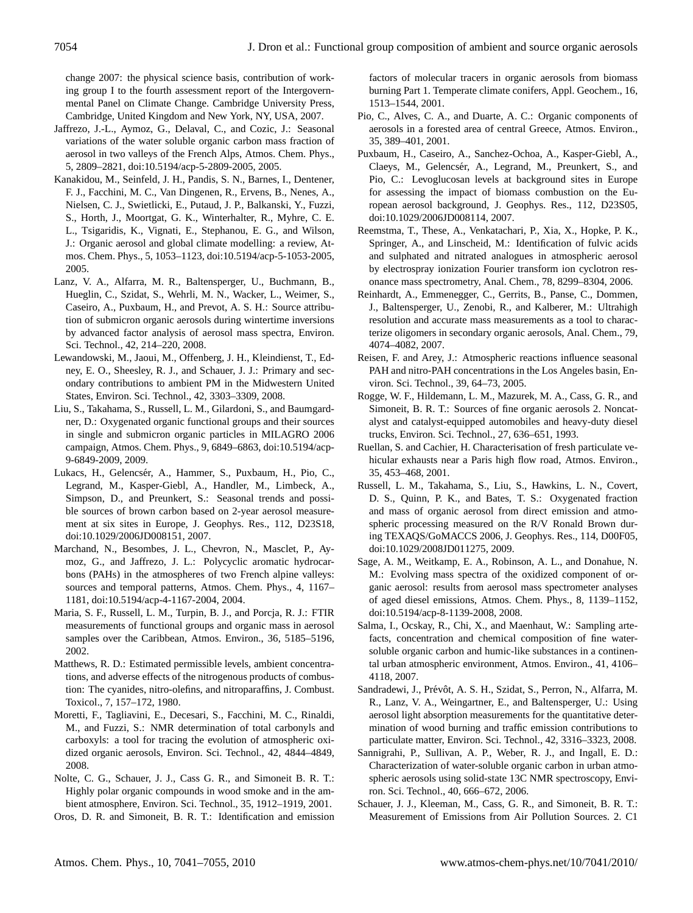change 2007: the physical science basis, contribution of working group I to the fourth assessment report of the Intergovernmental Panel on Climate Change. Cambridge University Press, Cambridge, United Kingdom and New York, NY, USA, 2007.

Jaffrezo, J.-L., Aymoz, G., Delaval, C., and Cozic, J.: Seasonal variations of the water soluble organic carbon mass fraction of aerosol in two valleys of the French Alps, Atmos. Chem. Phys., 5, 2809–2821, doi:10.5194/acp-5-2809-2005, 2005.

Kanakidou, M., Seinfeld, J. H., Pandis, S. N., Barnes, I., Dentener, F. J., Facchini, M. C., Van Dingenen, R., Ervens, B., Nenes, A., Nielsen, C. J., Swietlicki, E., Putaud, J. P., Balkanski, Y., Fuzzi, S., Horth, J., Moortgat, G. K., Winterhalter, R., Myhre, C. E. L., Tsigaridis, K., Vignati, E., Stephanou, E. G., and Wilson, J.: Organic aerosol and global climate modelling: a review, Atmos. Chem. Phys., 5, 1053–1123, doi:10.5194/acp-5-1053-2005, 2005.

Lanz, V. A., Alfarra, M. R., Baltensperger, U., Buchmann, B., Hueglin, C., Szidat, S., Wehrli, M. N., Wacker, L., Weimer, S., Caseiro, A., Puxbaum, H., and Prevot, A. S. H.: Source attribution of submicron organic aerosols during wintertime inversions by advanced factor analysis of aerosol mass spectra, Environ. Sci. Technol., 42, 214–220, 2008.

Lewandowski, M., Jaoui, M., Offenberg, J. H., Kleindienst, T., Edney, E. O., Sheesley, R. J., and Schauer, J. J.: Primary and secondary contributions to ambient PM in the Midwestern United States, Environ. Sci. Technol., 42, 3303–3309, 2008.

Liu, S., Takahama, S., Russell, L. M., Gilardoni, S., and Baumgardner, D.: Oxygenated organic functional groups and their sources in single and submicron organic particles in MILAGRO 2006 campaign, Atmos. Chem. Phys., 9, 6849–6863, doi:10.5194/acp-9-6849-2009, 2009.

Lukacs, H., Gelencsér, A., Hammer, S., Puxbaum, H., Pio, C., Legrand, M., Kasper-Giebl, A., Handler, M., Limbeck, A., Simpson, D., and Preunkert, S.: Seasonal trends and possible sources of brown carbon based on 2-year aerosol measurement at six sites in Europe, J. Geophys. Res., 112, D23S18, doi:10.1029/2006JD008151, 2007.

Marchand, N., Besombes, J. L., Chevron, N., Masclet, P., Aymoz, G., and Jaffrezo, J. L.: Polycyclic aromatic hydrocarbons (PAHs) in the atmospheres of two French alpine valleys: sources and temporal patterns, Atmos. Chem. Phys., 4, 1167–1181, doi:10.5194/acp-4-1167-2004, 2004.

Maria, S. F., Russell, L. M., Turpin, B. J., and Porcja, R. J.: FTIR measurements of functional groups and organic mass in aerosol samples over the Caribbean, Atmos. Environ., 36, 5185–5196, 2002.

Matthews, R. D.: Estimated permissible levels, ambient concentrations, and adverse effects of the nitrogenous products of combustion: The cyanides, nitro-olefins, and nitroparaffins, J. Combust. Toxicol., 7, 157–172, 1980.

Moretti, F., Tagliavini, E., Decesari, S., Facchini, M. C., Rinaldi, M., and Fuzzi, S.: NMR determination of total carbonyls and carboxyls: a tool for tracing the evolution of atmospheric oxidized organic aerosols, Environ. Sci. Technol., 42, 4844–4849, 2008.

Nolte, C. G., Schauer, J. J., Cass G. R., and Simoneit B. R. T.: Highly polar organic compounds in wood smoke and in the ambient atmosphere, Environ. Sci. Technol., 35, 1912–1919, 2001.

Oros, D. R. and Simoneit, B. R. T.: Identification and emission factors of molecular tracers in organic aerosols from biomass burning Part 1. Temperate climate conifers, Appl. Geochem., 16, 1513–1544, 2001.

Pio, C., Alves, C. A., and Duarte, A. C.: Organic components of aerosols in a forested area of central Greece, Atmos. Environ., 35, 389–401, 2001.

Puxbaum, H., Caseiro, A., Sanchez-Ochoa, A., Kasper-Giebl, A., Claeys, M., Gelencsér, A., Legrand, M., Preunkert, S., and Pio, C.: Levoglucosan levels at background sites in Europe for assessing the impact of biomass combustion on the European aerosol background, J. Geophys. Res., 112, D23S05, doi:10.1029/2006JD008114, 2007.

Reemstma, T., These, A., Venkatachari, P., Xia, X., Hopke, P. K., Springer, A., and Linscheid, M.: Identification of fulvic acids and sulphated and nitrated analogues in atmospheric aerosol by electrospray ionization Fourier transform ion cyclotron resonance mass spectrometry, Anal. Chem., 78, 8299–8304, 2006.

Reinhardt, A., Emmenegger, C., Gerrits, B., Panse, C., Dommen, J., Baltensperger, U., Zenobi, R., and Kalberer, M.: Ultrahigh resolution and accurate mass measurements as a tool to characterize oligomers in secondary organic aerosols, Anal. Chem., 79, 4074–4082, 2007.

Reisen, F. and Arey, J.: Atmospheric reactions influence seasonal PAH and nitro-PAH concentrations in the Los Angeles basin, Environ. Sci. Technol., 39, 64–73, 2005.

Rogge, W. F., Hildemann, L. M., Mazurek, M. A., Cass, G. R., and Simoneit, B. R. T.: Sources of fine organic aerosols 2. Noncatalyst and catalyst-equipped automobiles and heavy-duty diesel trucks, Environ. Sci. Technol., 27, 636–651, 1993.

Ruellan, S. and Cachier, H. Characterisation of fresh particulate vehicular exhausts near a Paris high flow road, Atmos. Environ., 35, 453–468, 2001.

Russell, L. M., Takahama, S., Liu, S., Hawkins, L. N., Covert, D. S., Quinn, P. K., and Bates, T. S.: Oxygenated fraction and mass of organic aerosol from direct emission and atmospheric processing measured on the R/V Ronald Brown during TEXAQS/GoMACCS 2006, J. Geophys. Res., 114, D00F05, doi:10.1029/2008JD011275, 2009.

Sage, A. M., Weitkamp, E. A., Robinson, A. L., and Donahue, N. M.: Evolving mass spectra of the oxidized component of organic aerosol: results from aerosol mass spectrometer analyses of aged diesel emissions, Atmos. Chem. Phys., 8, 1139–1152, doi:10.5194/acp-8-1139-2008, 2008.

Salma, I., Ocskay, R., Chi, X., and Maenhaut, W.: Sampling artefacts, concentration and chemical composition of fine water-soluble organic carbon and humic-like substances in a continental urban atmospheric environment, Atmos. Environ., 41, 4106–4118, 2007.

Sandradewi, J., Prévôt, A. S. H., Szidat, S., Perron, N., Alfarra, M. R., Lanz, V. A., Weingartner, E., and Baltensperger, U.: Using aerosol light absorption measurements for the quantitative determination of wood burning and traffic emission contributions to particulate matter, Environ. Sci. Technol., 42, 3316–3323, 2008.

Sannigrahi, P., Sullivan, A. P., Weber, R. J., and Ingall, E. D.: Characterization of water-soluble organic carbon in urban atmospheric aerosols using solid-state 13C NMR spectroscopy, Environ. Sci. Technol., 40, 666–672, 2006.

Schauer, J. J., Kleeman, M., Cass, G. R., and Simoneit, B. R. T.: Measurement of Emissions from Air Pollution Sources. 2. C1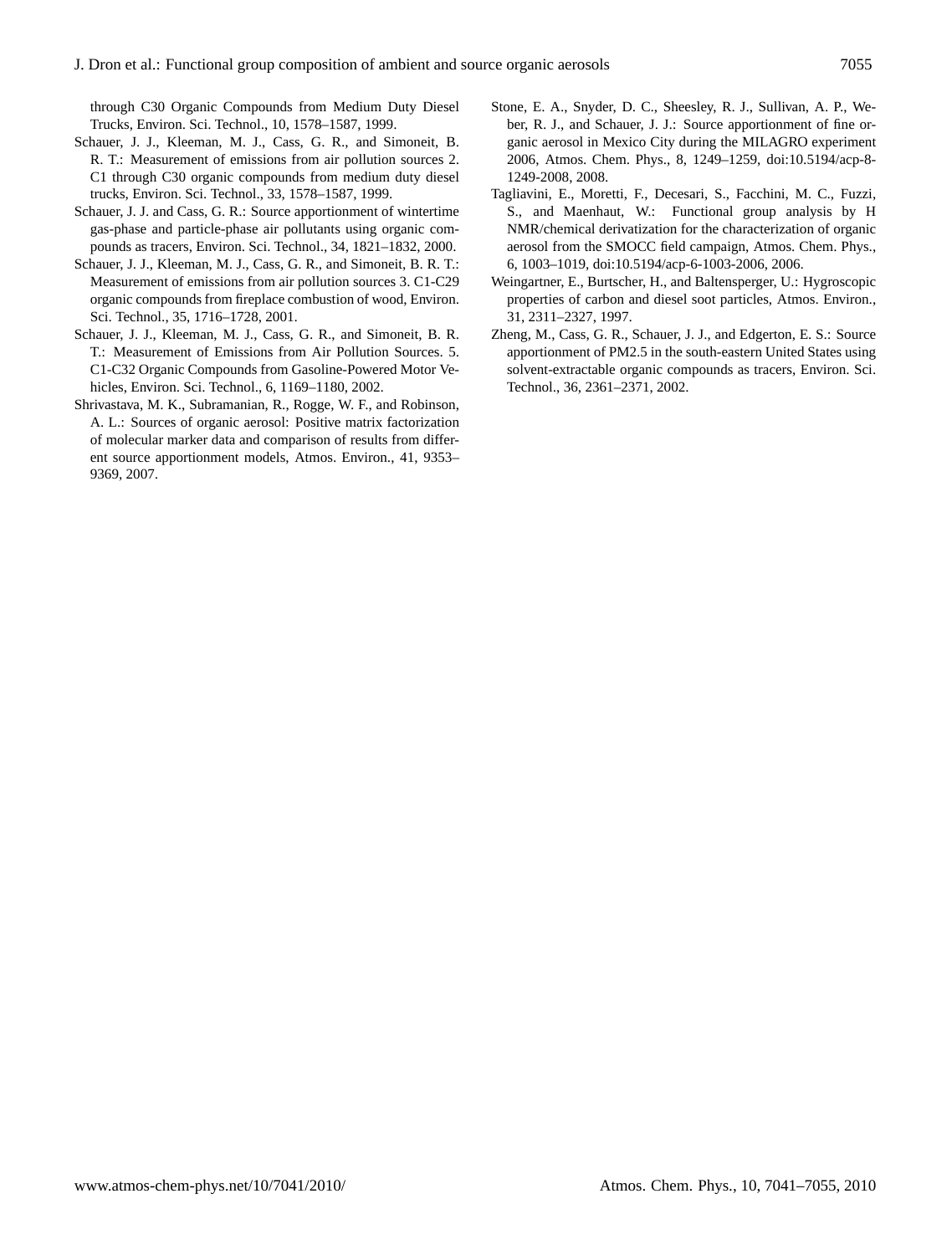through C30 Organic Compounds from Medium Duty Diesel Trucks, Environ. Sci. Technol., 10, 1578–1587, 1999.

Schauer, J. J., Kleeman, M. J., Cass, G. R., and Simoneit, B. R. T.: Measurement of emissions from air pollution sources 2. C1 through C30 organic compounds from medium duty diesel trucks, Environ. Sci. Technol., 33, 1578–1587, 1999.

Schauer, J. J. and Cass, G. R.: Source apportionment of wintertime gas-phase and particle-phase air pollutants using organic compounds as tracers, Environ. Sci. Technol., 34, 1821–1832, 2000.

Schauer, J. J., Kleeman, M. J., Cass, G. R., and Simoneit, B. R. T.: Measurement of emissions from air pollution sources 3. C1-C29 organic compounds from fireplace combustion of wood, Environ. Sci. Technol., 35, 1716–1728, 2001.

Schauer, J. J., Kleeman, M. J., Cass, G. R., and Simoneit, B. R. T.: Measurement of Emissions from Air Pollution Sources. 5. C1-C32 Organic Compounds from Gasoline-Powered Motor Vehicles, Environ. Sci. Technol., 6, 1169–1180, 2002.

Shrivastava, M. K., Subramanian, R., Rogge, W. F., and Robinson, A. L.: Sources of organic aerosol: Positive matrix factorization of molecular marker data and comparison of results from different source apportionment models, Atmos. Environ., 41, 9353–9369, 2007.

Stone, E. A., Snyder, D. C., Sheesley, R. J., Sullivan, A. P., Weber, R. J., and Schauer, J. J.: Source apportionment of fine organic aerosol in Mexico City during the MILAGRO experiment 2006, Atmos. Chem. Phys., 8, 1249–1259, doi:10.5194/acp-8-1249-2008, 2008.

Tagliavini, E., Moretti, F., Decesari, S., Facchini, M. C., Fuzzi, S., and Maenhaut, W.: Functional group analysis by H NMR/chemical derivatization for the characterization of organic aerosol from the SMOCC field campaign, Atmos. Chem. Phys., 6, 1003–1019, doi:10.5194/acp-6-1003-2006, 2006.

Weingartner, E., Burtscher, H., and Baltensperger, U.: Hygroscopic properties of carbon and diesel soot particles, Atmos. Environ., 31, 2311–2327, 1997.

Zheng, M., Cass, G. R., Schauer, J. J., and Edgerton, E. S.: Source apportionment of PM2.5 in the south-eastern United States using solvent-extractable organic compounds as tracers, Environ. Sci. Technol., 36, 2361–2371, 2002.